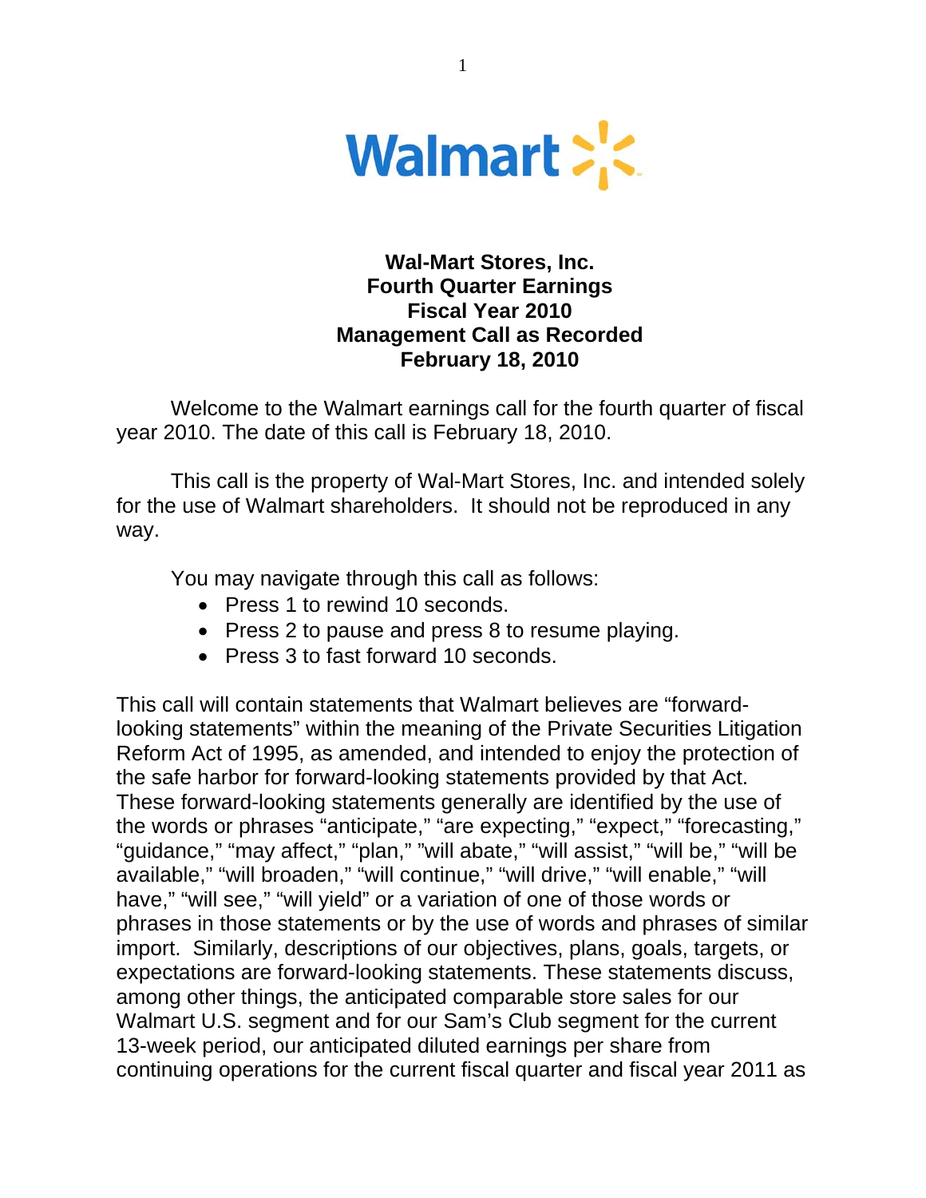# Wal-Mart Stores, Inc.
## Fourth Quarter Earnings
## Fiscal Year 2010
## Management Call as Recorded
## February 18, 2010

Welcome to the Walmart earnings call for the fourth quarter of fiscal year 2010. The date of this call is February 18, 2010.

This call is the property of Wal-Mart Stores, Inc. and intended solely for the use of Walmart shareholders. It should not be reproduced in any way.

You may navigate through this call as follows:

- Press 1 to rewind 10 seconds.
- Press 2 to pause and press 8 to resume playing.
- Press 3 to fast forward 10 seconds.

This call will contain statements that Walmart believes are "forward-looking statements" within the meaning of the Private Securities Litigation Reform Act of 1995, as amended, and intended to enjoy the protection of the safe harbor for forward-looking statements provided by that Act. These forward-looking statements generally are identified by the use of the words or phrases "anticipate," "are expecting," "expect," "forecasting," "guidance," "may affect," "plan," "will abate," "will assist," "will be," "will be available," "will broaden," "will continue," "will drive," "will enable," "will have," "will see," "will yield" or a variation of one of those words or phrases in those statements or by the use of words and phrases of similar import. Similarly, descriptions of our objectives, plans, goals, targets, or expectations are forward-looking statements. These statements discuss, among other things, the anticipated comparable store sales for our Walmart U.S. segment and for our Sam's Club segment for the current 13-week period, our anticipated diluted earnings per share from continuing operations for the current fiscal quarter and fiscal year 2011 as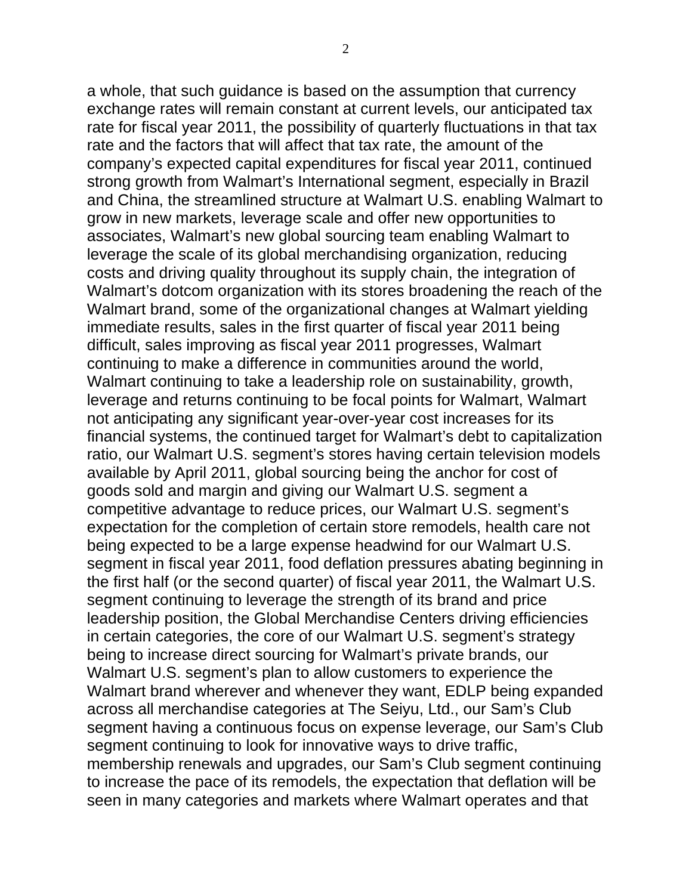a whole, that such guidance is based on the assumption that currency exchange rates will remain constant at current levels, our anticipated tax rate for fiscal year 2011, the possibility of quarterly fluctuations in that tax rate and the factors that will affect that tax rate, the amount of the company's expected capital expenditures for fiscal year 2011, continued strong growth from Walmart's International segment, especially in Brazil and China, the streamlined structure at Walmart U.S. enabling Walmart to grow in new markets, leverage scale and offer new opportunities to associates, Walmart's new global sourcing team enabling Walmart to leverage the scale of its global merchandising organization, reducing costs and driving quality throughout its supply chain, the integration of Walmart's dotcom organization with its stores broadening the reach of the Walmart brand, some of the organizational changes at Walmart yielding immediate results, sales in the first quarter of fiscal year 2011 being difficult, sales improving as fiscal year 2011 progresses, Walmart continuing to make a difference in communities around the world, Walmart continuing to take a leadership role on sustainability, growth, leverage and returns continuing to be focal points for Walmart, Walmart not anticipating any significant year-over-year cost increases for its financial systems, the continued target for Walmart's debt to capitalization ratio, our Walmart U.S. segment's stores having certain television models available by April 2011, global sourcing being the anchor for cost of goods sold and margin and giving our Walmart U.S. segment a competitive advantage to reduce prices, our Walmart U.S. segment's expectation for the completion of certain store remodels, health care not being expected to be a large expense headwind for our Walmart U.S. segment in fiscal year 2011, food deflation pressures abating beginning in the first half (or the second quarter) of fiscal year 2011, the Walmart U.S. segment continuing to leverage the strength of its brand and price leadership position, the Global Merchandise Centers driving efficiencies in certain categories, the core of our Walmart U.S. segment's strategy being to increase direct sourcing for Walmart's private brands, our Walmart U.S. segment's plan to allow customers to experience the Walmart brand wherever and whenever they want, EDLP being expanded across all merchandise categories at The Seiyu, Ltd., our Sam's Club segment having a continuous focus on expense leverage, our Sam's Club segment continuing to look for innovative ways to drive traffic, membership renewals and upgrades, our Sam's Club segment continuing to increase the pace of its remodels, the expectation that deflation will be seen in many categories and markets where Walmart operates and that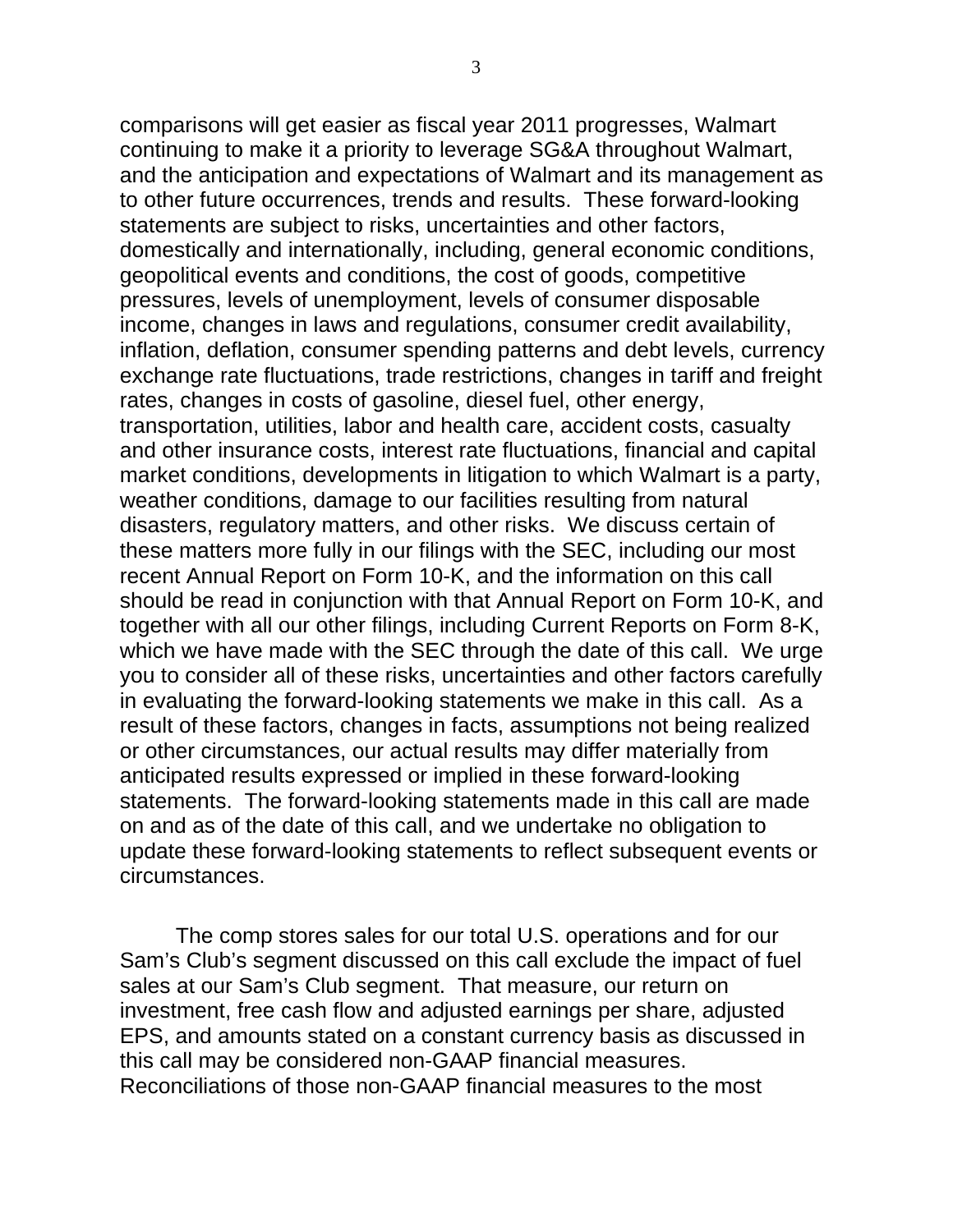comparisons will get easier as fiscal year 2011 progresses, Walmart continuing to make it a priority to leverage SG&A throughout Walmart, and the anticipation and expectations of Walmart and its management as to other future occurrences, trends and results. These forward-looking statements are subject to risks, uncertainties and other factors, domestically and internationally, including, general economic conditions, geopolitical events and conditions, the cost of goods, competitive pressures, levels of unemployment, levels of consumer disposable income, changes in laws and regulations, consumer credit availability, inflation, deflation, consumer spending patterns and debt levels, currency exchange rate fluctuations, trade restrictions, changes in tariff and freight rates, changes in costs of gasoline, diesel fuel, other energy, transportation, utilities, labor and health care, accident costs, casualty and other insurance costs, interest rate fluctuations, financial and capital market conditions, developments in litigation to which Walmart is a party, weather conditions, damage to our facilities resulting from natural disasters, regulatory matters, and other risks. We discuss certain of these matters more fully in our filings with the SEC, including our most recent Annual Report on Form 10-K, and the information on this call should be read in conjunction with that Annual Report on Form 10-K, and together with all our other filings, including Current Reports on Form 8-K, which we have made with the SEC through the date of this call. We urge you to consider all of these risks, uncertainties and other factors carefully in evaluating the forward-looking statements we make in this call. As a result of these factors, changes in facts, assumptions not being realized or other circumstances, our actual results may differ materially from anticipated results expressed or implied in these forward-looking statements. The forward-looking statements made in this call are made on and as of the date of this call, and we undertake no obligation to update these forward-looking statements to reflect subsequent events or circumstances.

The comp stores sales for our total U.S. operations and for our Sam's Club's segment discussed on this call exclude the impact of fuel sales at our Sam's Club segment. That measure, our return on investment, free cash flow and adjusted earnings per share, adjusted EPS, and amounts stated on a constant currency basis as discussed in this call may be considered non-GAAP financial measures. Reconciliations of those non-GAAP financial measures to the most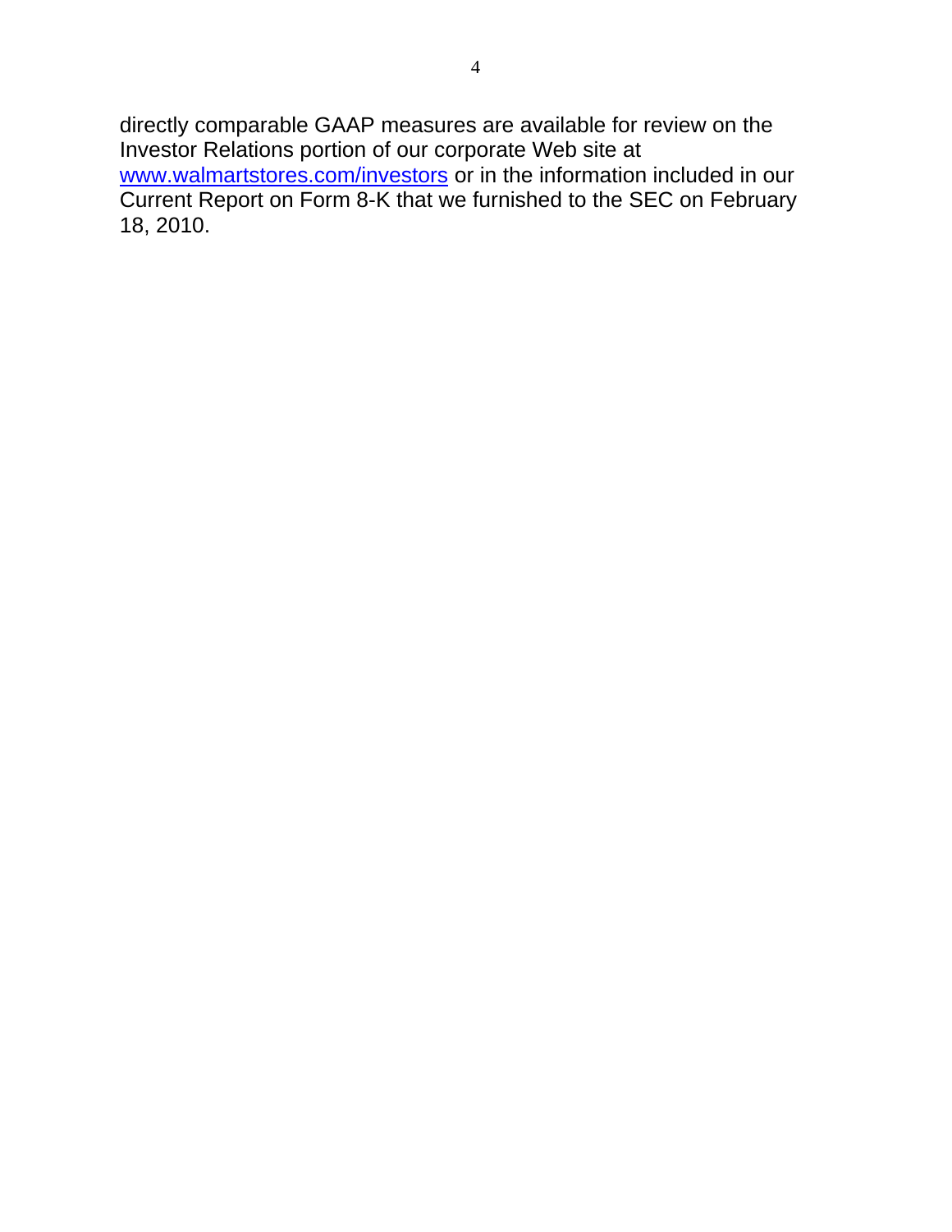directly comparable GAAP measures are available for review on the Investor Relations portion of our corporate Web site at [www.walmartstores.com/investors](http://www.walmartstores.com/investors) or in the information included in our Current Report on Form 8-K that we furnished to the SEC on February 18, 2010.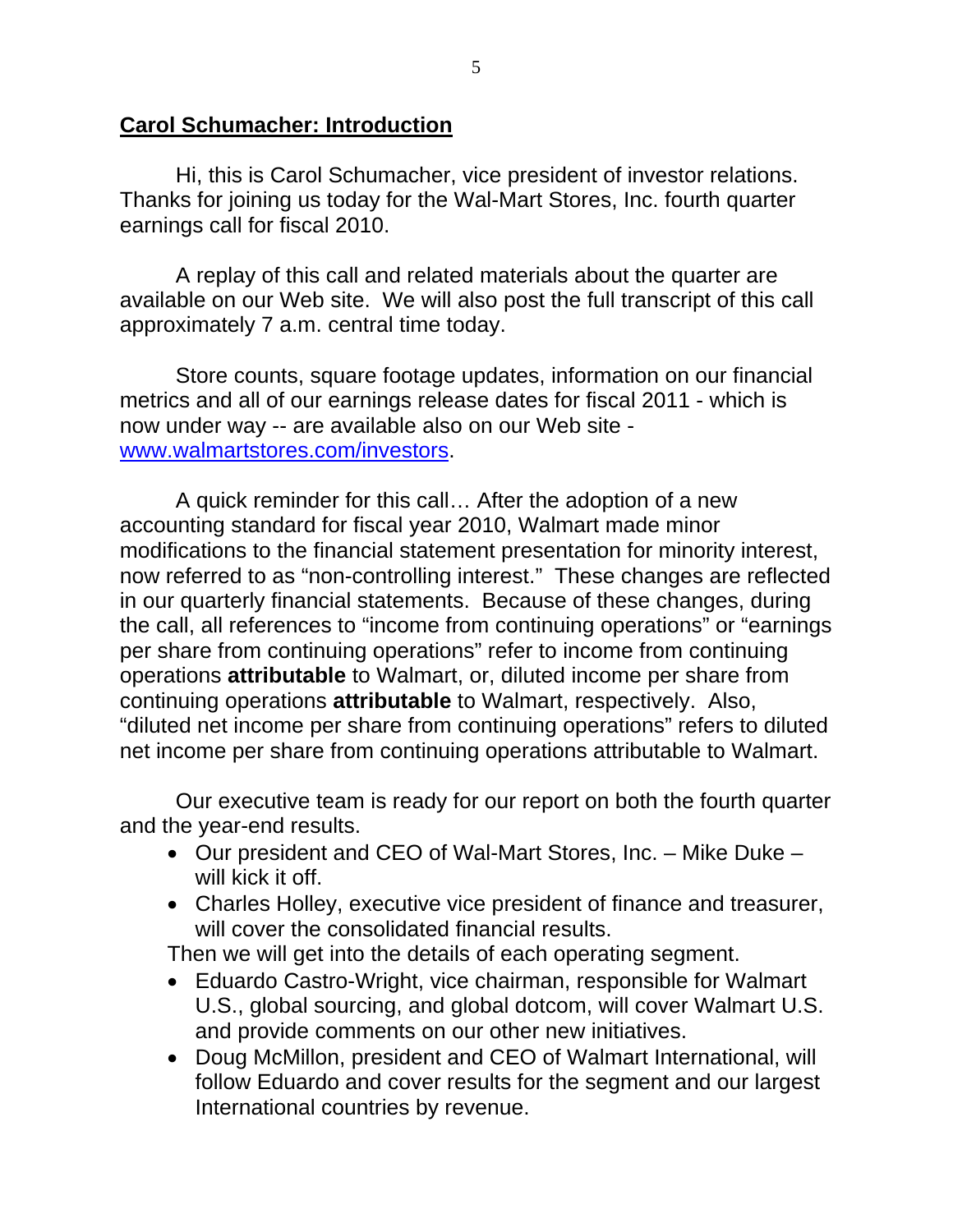## Carol Schumacher: Introduction

Hi, this is Carol Schumacher, vice president of investor relations. Thanks for joining us today for the Wal-Mart Stores, Inc. fourth quarter earnings call for fiscal 2010.

A replay of this call and related materials about the quarter are available on our Web site. We will also post the full transcript of this call approximately 7 a.m. central time today.

Store counts, square footage updates, information on our financial metrics and all of our earnings release dates for fiscal 2011 - which is now under way -- are available also on our Web site - [www.walmartstores.com/investors](http://www.walmartstores.com/investors).

A quick reminder for this call… After the adoption of a new accounting standard for fiscal year 2010, Walmart made minor modifications to the financial statement presentation for minority interest, now referred to as "non-controlling interest." These changes are reflected in our quarterly financial statements. Because of these changes, during the call, all references to "income from continuing operations" or "earnings per share from continuing operations" refer to income from continuing operations **attributable** to Walmart, or, diluted income per share from continuing operations **attributable** to Walmart, respectively. Also, "diluted net income per share from continuing operations" refers to diluted net income per share from continuing operations attributable to Walmart.

Our executive team is ready for our report on both the fourth quarter and the year-end results.

- Our president and CEO of Wal-Mart Stores, Inc. – Mike Duke – will kick it off.
- Charles Holley, executive vice president of finance and treasurer, will cover the consolidated financial results.

Then we will get into the details of each operating segment.

- Eduardo Castro-Wright, vice chairman, responsible for Walmart U.S., global sourcing, and global dotcom, will cover Walmart U.S. and provide comments on our other new initiatives.
- Doug McMillon, president and CEO of Walmart International, will follow Eduardo and cover results for the segment and our largest International countries by revenue.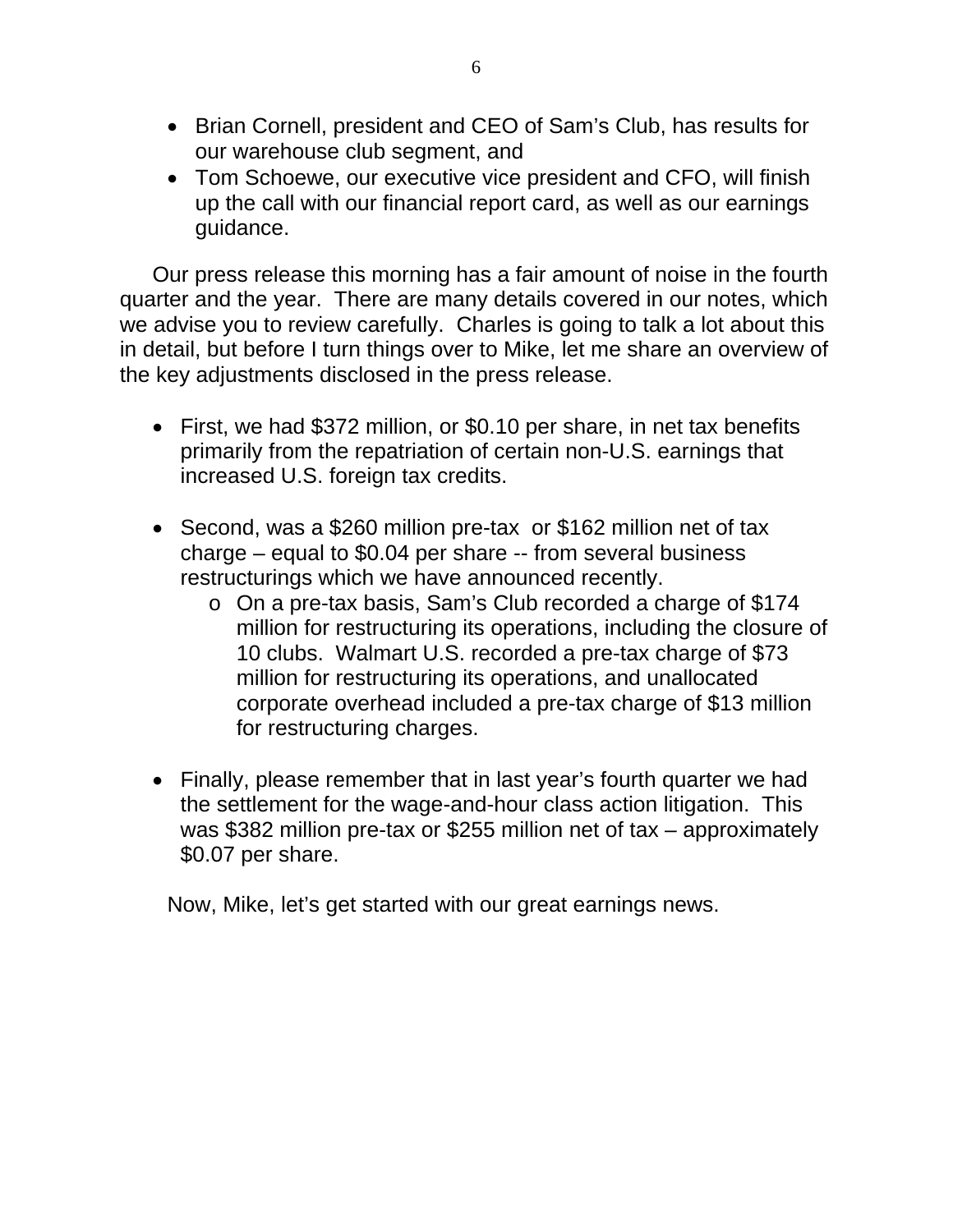- Brian Cornell, president and CEO of Sam's Club, has results for our warehouse club segment, and
- Tom Schoewe, our executive vice president and CFO, will finish up the call with our financial report card, as well as our earnings guidance.

Our press release this morning has a fair amount of noise in the fourth quarter and the year. There are many details covered in our notes, which we advise you to review carefully. Charles is going to talk a lot about this in detail, but before I turn things over to Mike, let me share an overview of the key adjustments disclosed in the press release.

- First, we had $372 million, or $0.10 per share, in net tax benefits primarily from the repatriation of certain non-U.S. earnings that increased U.S. foreign tax credits.

- Second, was a $260 million pre-tax or $162 million net of tax charge – equal to $0.04 per share -- from several business restructurings which we have announced recently.
  - On a pre-tax basis, Sam's Club recorded a charge of $174 million for restructuring its operations, including the closure of 10 clubs. Walmart U.S. recorded a pre-tax charge of $73 million for restructuring its operations, and unallocated corporate overhead included a pre-tax charge of $13 million for restructuring charges.

- Finally, please remember that in last year's fourth quarter we had the settlement for the wage-and-hour class action litigation. This was $382 million pre-tax or $255 million net of tax – approximately $0.07 per share.

Now, Mike, let's get started with our great earnings news.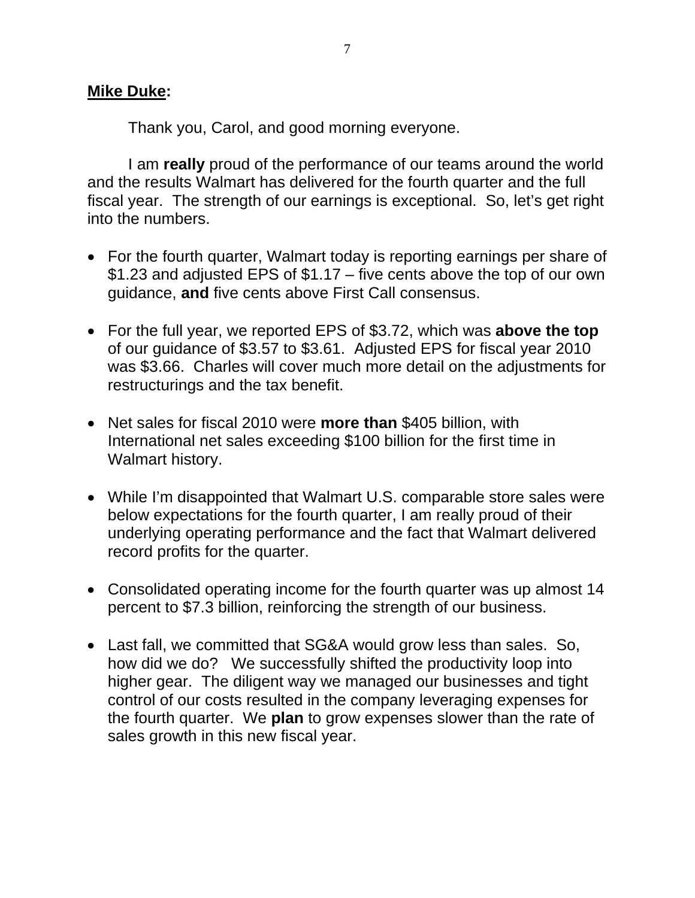**Mike Duke:**

Thank you, Carol, and good morning everyone.

I am **really** proud of the performance of our teams around the world and the results Walmart has delivered for the fourth quarter and the full fiscal year. The strength of our earnings is exceptional. So, let's get right into the numbers.

- For the fourth quarter, Walmart today is reporting earnings per share of $1.23 and adjusted EPS of $1.17 – five cents above the top of our own guidance, **and** five cents above First Call consensus.

- For the full year, we reported EPS of $3.72, which was **above the top** of our guidance of $3.57 to $3.61. Adjusted EPS for fiscal year 2010 was $3.66. Charles will cover much more detail on the adjustments for restructurings and the tax benefit.

- Net sales for fiscal 2010 were **more than** $405 billion, with International net sales exceeding $100 billion for the first time in Walmart history.

- While I'm disappointed that Walmart U.S. comparable store sales were below expectations for the fourth quarter, I am really proud of their underlying operating performance and the fact that Walmart delivered record profits for the quarter.

- Consolidated operating income for the fourth quarter was up almost 14 percent to $7.3 billion, reinforcing the strength of our business.

- Last fall, we committed that SG&A would grow less than sales. So, how did we do? We successfully shifted the productivity loop into higher gear. The diligent way we managed our businesses and tight control of our costs resulted in the company leveraging expenses for the fourth quarter. We **plan** to grow expenses slower than the rate of sales growth in this new fiscal year.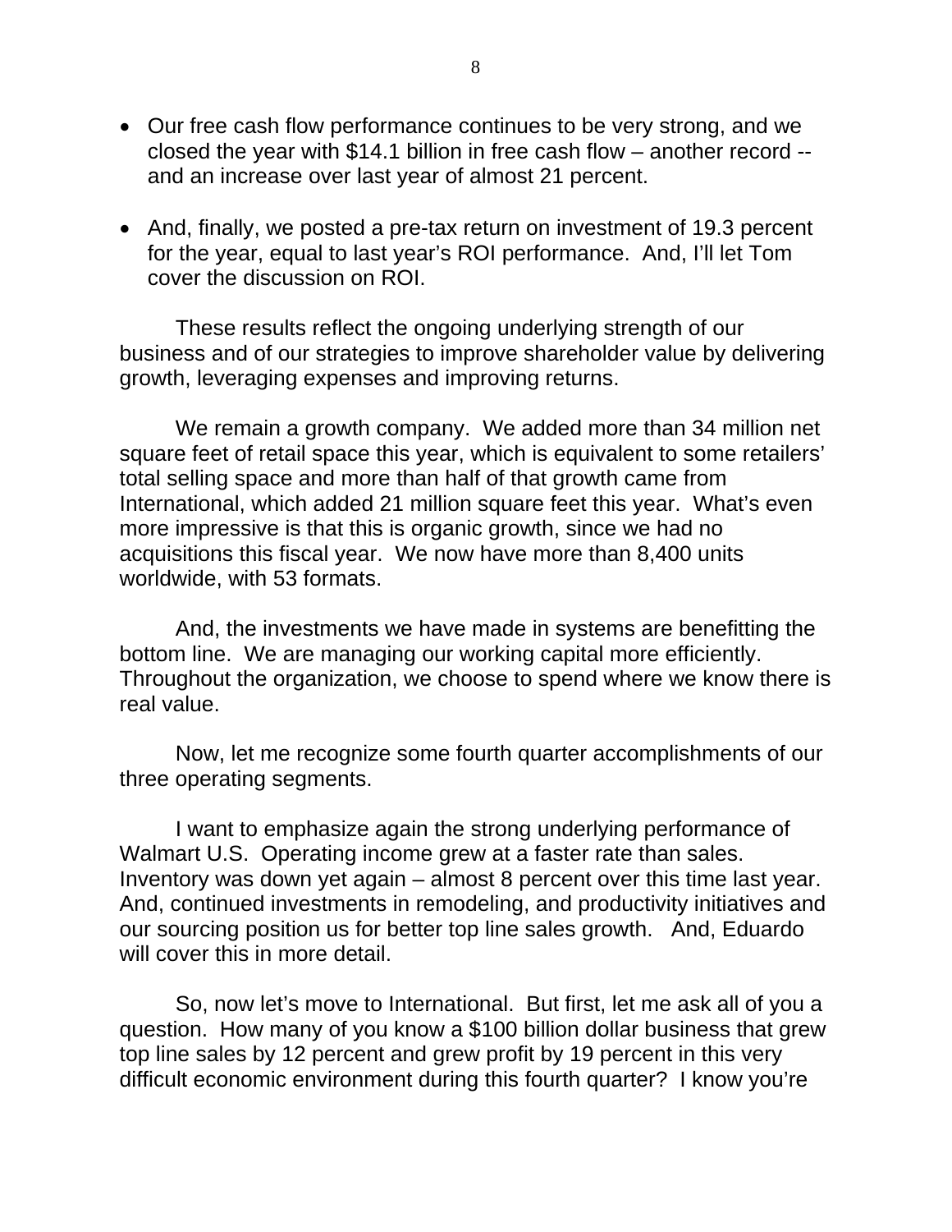- Our free cash flow performance continues to be very strong, and we closed the year with $14.1 billion in free cash flow – another record -- and an increase over last year of almost 21 percent.

- And, finally, we posted a pre-tax return on investment of 19.3 percent for the year, equal to last year's ROI performance. And, I'll let Tom cover the discussion on ROI.

These results reflect the ongoing underlying strength of our business and of our strategies to improve shareholder value by delivering growth, leveraging expenses and improving returns.

We remain a growth company. We added more than 34 million net square feet of retail space this year, which is equivalent to some retailers' total selling space and more than half of that growth came from International, which added 21 million square feet this year. What's even more impressive is that this is organic growth, since we had no acquisitions this fiscal year. We now have more than 8,400 units worldwide, with 53 formats.

And, the investments we have made in systems are benefitting the bottom line. We are managing our working capital more efficiently. Throughout the organization, we choose to spend where we know there is real value.

Now, let me recognize some fourth quarter accomplishments of our three operating segments.

I want to emphasize again the strong underlying performance of Walmart U.S. Operating income grew at a faster rate than sales. Inventory was down yet again – almost 8 percent over this time last year. And, continued investments in remodeling, and productivity initiatives and our sourcing position us for better top line sales growth. And, Eduardo will cover this in more detail.

So, now let's move to International. But first, let me ask all of you a question. How many of you know a $100 billion dollar business that grew top line sales by 12 percent and grew profit by 19 percent in this very difficult economic environment during this fourth quarter? I know you're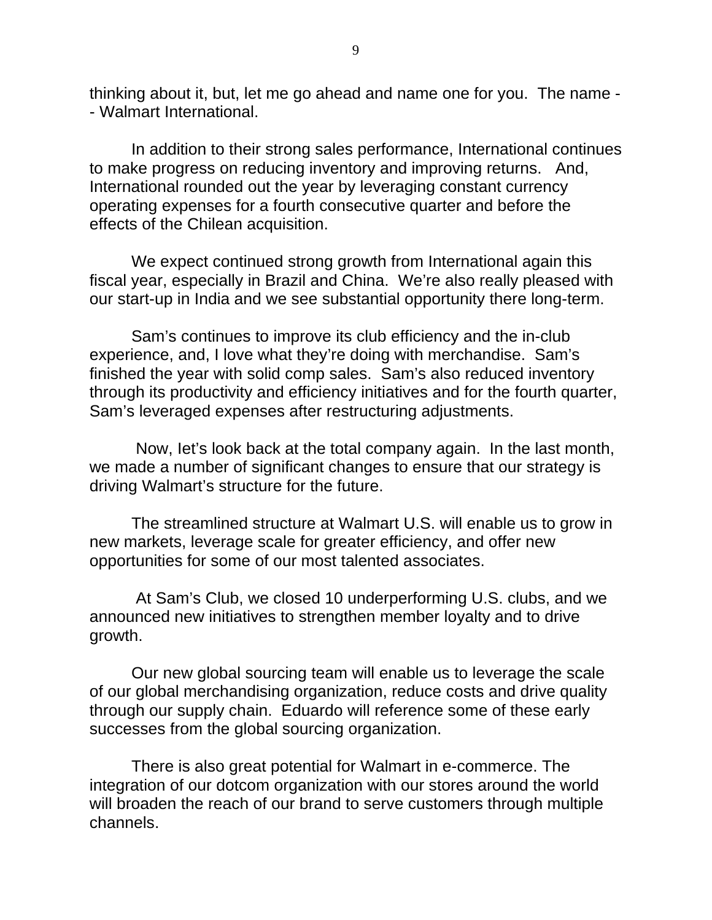thinking about it, but, let me go ahead and name one for you. The name -- Walmart International.

In addition to their strong sales performance, International continues to make progress on reducing inventory and improving returns. And, International rounded out the year by leveraging constant currency operating expenses for a fourth consecutive quarter and before the effects of the Chilean acquisition.

We expect continued strong growth from International again this fiscal year, especially in Brazil and China. We're also really pleased with our start-up in India and we see substantial opportunity there long-term.

Sam's continues to improve its club efficiency and the in-club experience, and, I love what they're doing with merchandise. Sam's finished the year with solid comp sales. Sam's also reduced inventory through its productivity and efficiency initiatives and for the fourth quarter, Sam's leveraged expenses after restructuring adjustments.

Now, Iet's look back at the total company again. In the last month, we made a number of significant changes to ensure that our strategy is driving Walmart's structure for the future.

The streamlined structure at Walmart U.S. will enable us to grow in new markets, leverage scale for greater efficiency, and offer new opportunities for some of our most talented associates.

At Sam's Club, we closed 10 underperforming U.S. clubs, and we announced new initiatives to strengthen member loyalty and to drive growth.

Our new global sourcing team will enable us to leverage the scale of our global merchandising organization, reduce costs and drive quality through our supply chain. Eduardo will reference some of these early successes from the global sourcing organization.

There is also great potential for Walmart in e-commerce. The integration of our dotcom organization with our stores around the world will broaden the reach of our brand to serve customers through multiple channels.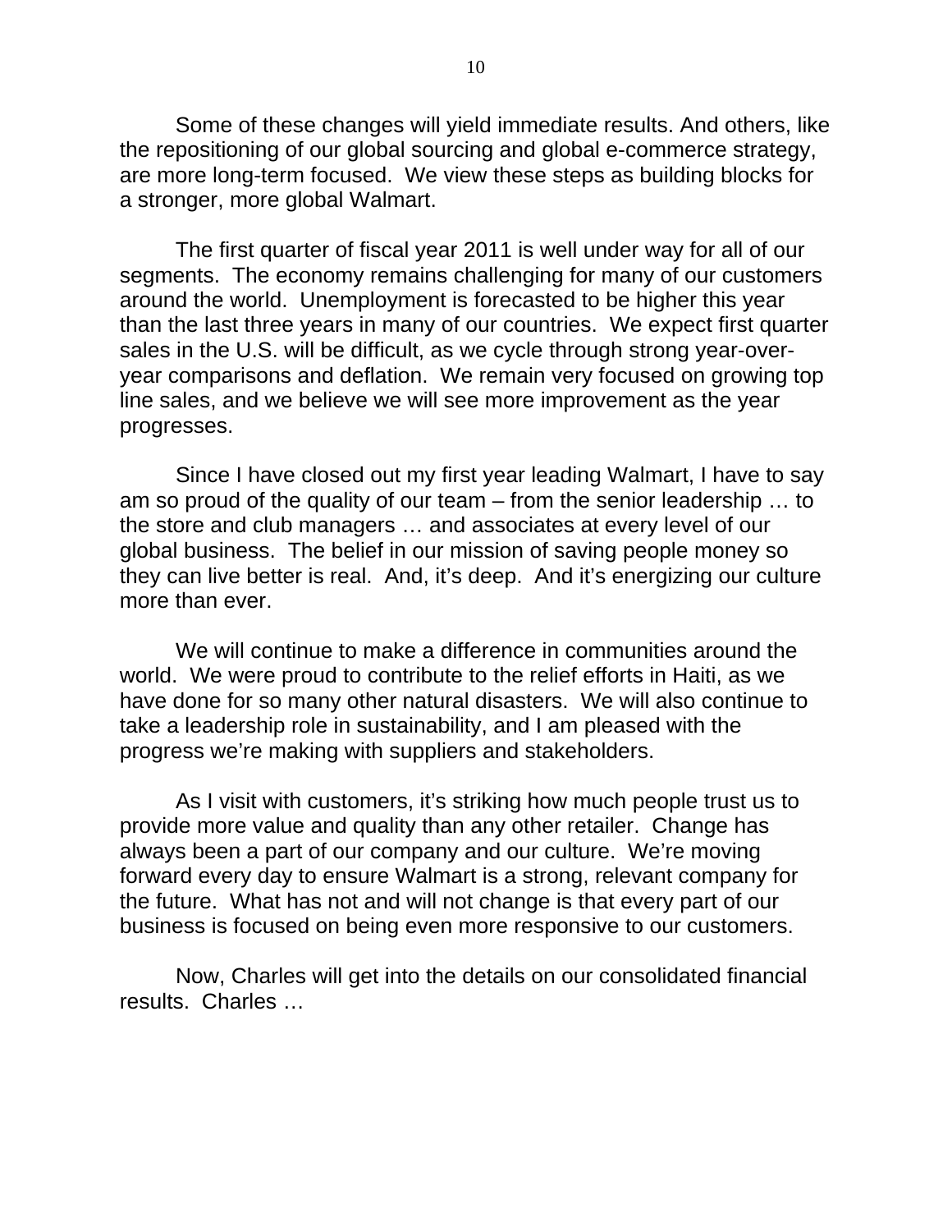Some of these changes will yield immediate results. And others, like the repositioning of our global sourcing and global e-commerce strategy, are more long-term focused. We view these steps as building blocks for a stronger, more global Walmart.

The first quarter of fiscal year 2011 is well under way for all of our segments. The economy remains challenging for many of our customers around the world. Unemployment is forecasted to be higher this year than the last three years in many of our countries. We expect first quarter sales in the U.S. will be difficult, as we cycle through strong year-over-year comparisons and deflation. We remain very focused on growing top line sales, and we believe we will see more improvement as the year progresses.

Since I have closed out my first year leading Walmart, I have to say am so proud of the quality of our team – from the senior leadership … to the store and club managers … and associates at every level of our global business. The belief in our mission of saving people money so they can live better is real. And, it's deep. And it's energizing our culture more than ever.

We will continue to make a difference in communities around the world. We were proud to contribute to the relief efforts in Haiti, as we have done for so many other natural disasters. We will also continue to take a leadership role in sustainability, and I am pleased with the progress we're making with suppliers and stakeholders.

As I visit with customers, it's striking how much people trust us to provide more value and quality than any other retailer. Change has always been a part of our company and our culture. We're moving forward every day to ensure Walmart is a strong, relevant company for the future. What has not and will not change is that every part of our business is focused on being even more responsive to our customers.

Now, Charles will get into the details on our consolidated financial results. Charles …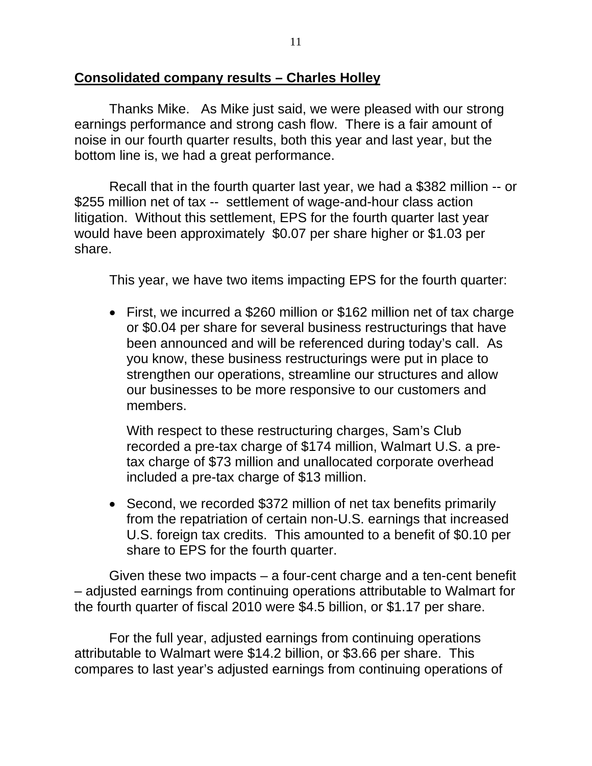## Consolidated company results – Charles Holley

Thanks Mike. As Mike just said, we were pleased with our strong earnings performance and strong cash flow. There is a fair amount of noise in our fourth quarter results, both this year and last year, but the bottom line is, we had a great performance.

Recall that in the fourth quarter last year, we had a $382 million -- or $255 million net of tax -- settlement of wage-and-hour class action litigation. Without this settlement, EPS for the fourth quarter last year would have been approximately $0.07 per share higher or $1.03 per share.

This year, we have two items impacting EPS for the fourth quarter:

- First, we incurred a $260 million or $162 million net of tax charge or $0.04 per share for several business restructurings that have been announced and will be referenced during today's call. As you know, these business restructurings were put in place to strengthen our operations, streamline our structures and allow our businesses to be more responsive to our customers and members.

  With respect to these restructuring charges, Sam's Club recorded a pre-tax charge of $174 million, Walmart U.S. a pre-tax charge of $73 million and unallocated corporate overhead included a pre-tax charge of $13 million.

- Second, we recorded $372 million of net tax benefits primarily from the repatriation of certain non-U.S. earnings that increased U.S. foreign tax credits. This amounted to a benefit of $0.10 per share to EPS for the fourth quarter.

Given these two impacts – a four-cent charge and a ten-cent benefit – adjusted earnings from continuing operations attributable to Walmart for the fourth quarter of fiscal 2010 were $4.5 billion, or $1.17 per share.

For the full year, adjusted earnings from continuing operations attributable to Walmart were $14.2 billion, or $3.66 per share. This compares to last year's adjusted earnings from continuing operations of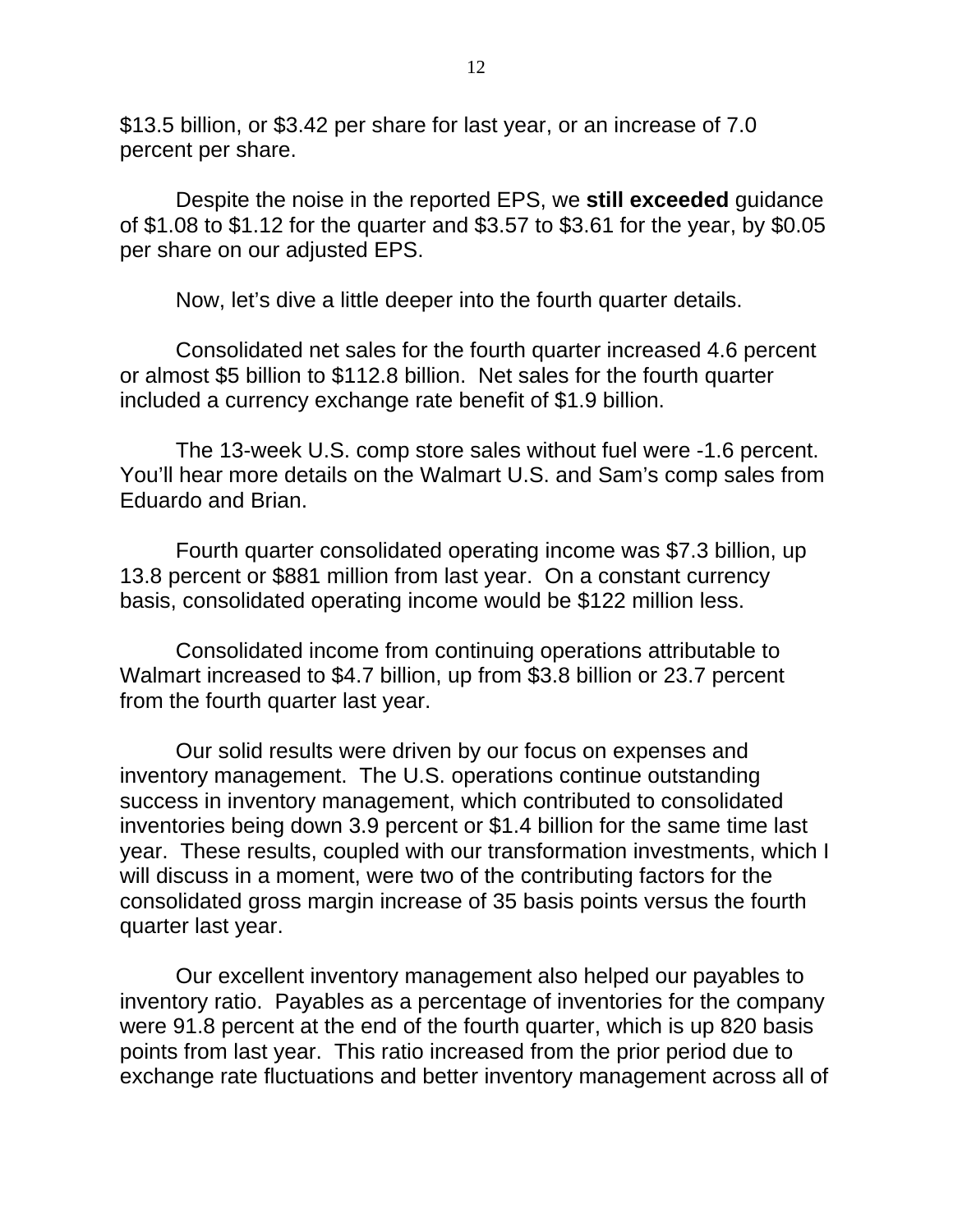$13.5 billion, or $3.42 per share for last year, or an increase of 7.0 percent per share.

Despite the noise in the reported EPS, we **still exceeded** guidance of $1.08 to $1.12 for the quarter and $3.57 to $3.61 for the year, by $0.05 per share on our adjusted EPS.

Now, let's dive a little deeper into the fourth quarter details.

Consolidated net sales for the fourth quarter increased 4.6 percent or almost $5 billion to $112.8 billion. Net sales for the fourth quarter included a currency exchange rate benefit of $1.9 billion.

The 13-week U.S. comp store sales without fuel were -1.6 percent. You'll hear more details on the Walmart U.S. and Sam's comp sales from Eduardo and Brian.

Fourth quarter consolidated operating income was $7.3 billion, up 13.8 percent or $881 million from last year. On a constant currency basis, consolidated operating income would be $122 million less.

Consolidated income from continuing operations attributable to Walmart increased to $4.7 billion, up from $3.8 billion or 23.7 percent from the fourth quarter last year.

Our solid results were driven by our focus on expenses and inventory management. The U.S. operations continue outstanding success in inventory management, which contributed to consolidated inventories being down 3.9 percent or $1.4 billion for the same time last year. These results, coupled with our transformation investments, which I will discuss in a moment, were two of the contributing factors for the consolidated gross margin increase of 35 basis points versus the fourth quarter last year.

Our excellent inventory management also helped our payables to inventory ratio. Payables as a percentage of inventories for the company were 91.8 percent at the end of the fourth quarter, which is up 820 basis points from last year. This ratio increased from the prior period due to exchange rate fluctuations and better inventory management across all of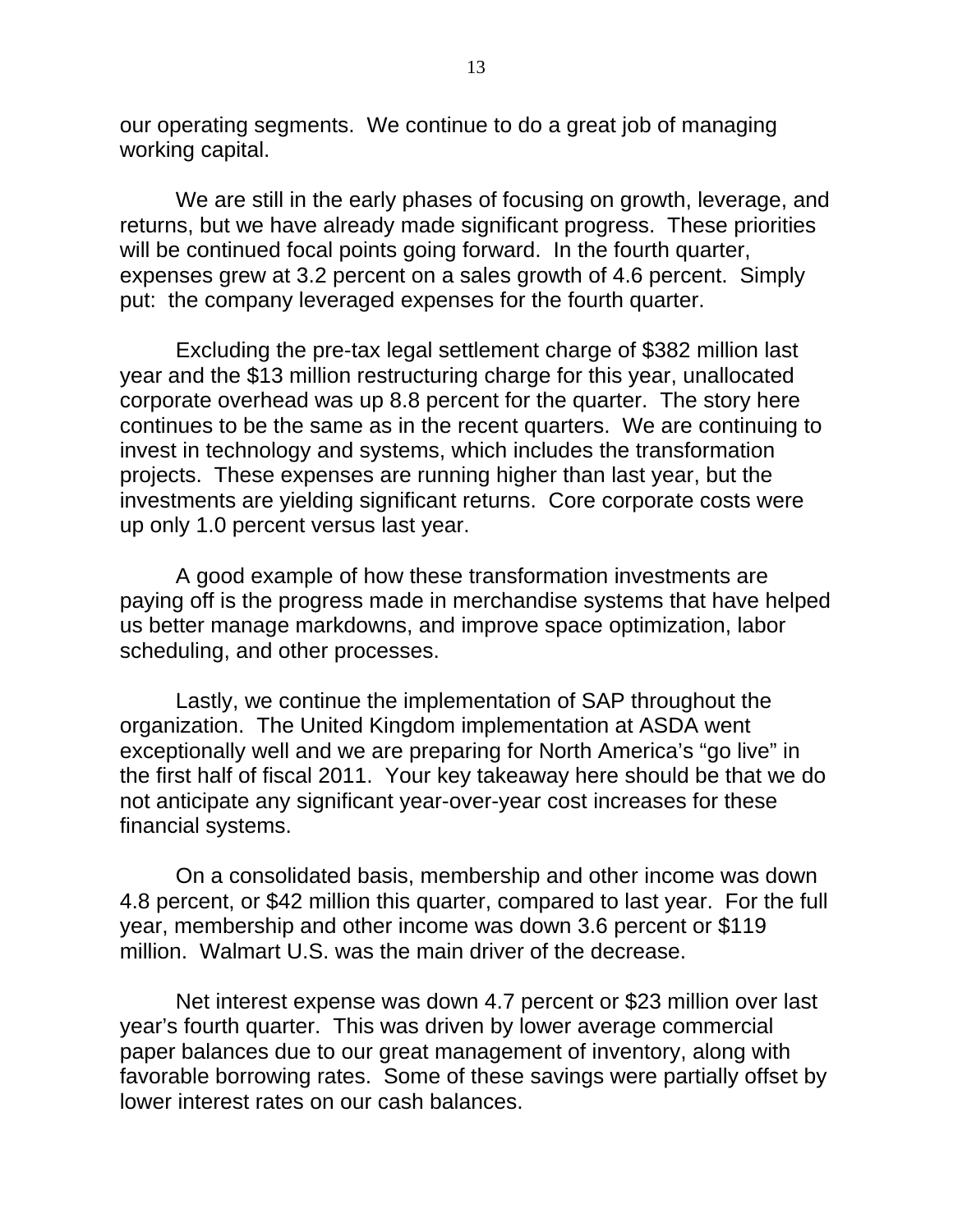our operating segments. We continue to do a great job of managing working capital.

We are still in the early phases of focusing on growth, leverage, and returns, but we have already made significant progress. These priorities will be continued focal points going forward. In the fourth quarter, expenses grew at 3.2 percent on a sales growth of 4.6 percent. Simply put: the company leveraged expenses for the fourth quarter.

Excluding the pre-tax legal settlement charge of $382 million last year and the $13 million restructuring charge for this year, unallocated corporate overhead was up 8.8 percent for the quarter. The story here continues to be the same as in the recent quarters. We are continuing to invest in technology and systems, which includes the transformation projects. These expenses are running higher than last year, but the investments are yielding significant returns. Core corporate costs were up only 1.0 percent versus last year.

A good example of how these transformation investments are paying off is the progress made in merchandise systems that have helped us better manage markdowns, and improve space optimization, labor scheduling, and other processes.

Lastly, we continue the implementation of SAP throughout the organization. The United Kingdom implementation at ASDA went exceptionally well and we are preparing for North America's "go live" in the first half of fiscal 2011. Your key takeaway here should be that we do not anticipate any significant year-over-year cost increases for these financial systems.

On a consolidated basis, membership and other income was down 4.8 percent, or $42 million this quarter, compared to last year. For the full year, membership and other income was down 3.6 percent or $119 million. Walmart U.S. was the main driver of the decrease.

Net interest expense was down 4.7 percent or $23 million over last year's fourth quarter. This was driven by lower average commercial paper balances due to our great management of inventory, along with favorable borrowing rates. Some of these savings were partially offset by lower interest rates on our cash balances.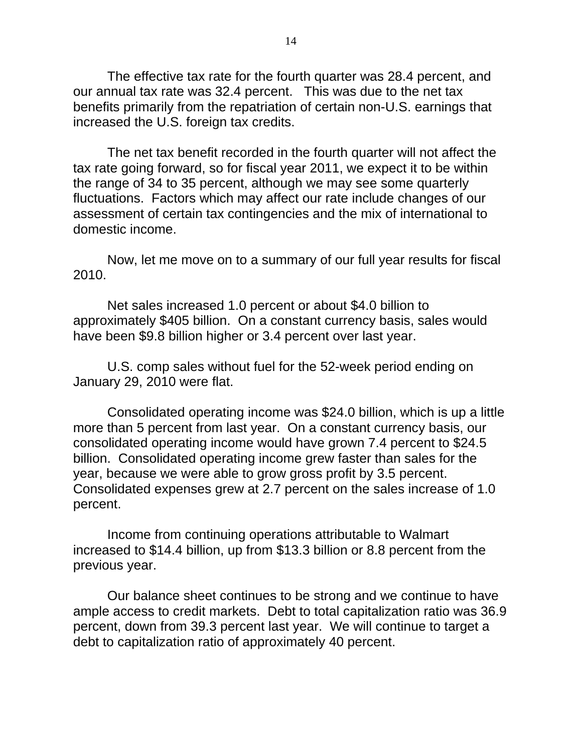The effective tax rate for the fourth quarter was 28.4 percent, and our annual tax rate was 32.4 percent. This was due to the net tax benefits primarily from the repatriation of certain non-U.S. earnings that increased the U.S. foreign tax credits.

The net tax benefit recorded in the fourth quarter will not affect the tax rate going forward, so for fiscal year 2011, we expect it to be within the range of 34 to 35 percent, although we may see some quarterly fluctuations. Factors which may affect our rate include changes of our assessment of certain tax contingencies and the mix of international to domestic income.

Now, let me move on to a summary of our full year results for fiscal 2010.

Net sales increased 1.0 percent or about $4.0 billion to approximately $405 billion. On a constant currency basis, sales would have been $9.8 billion higher or 3.4 percent over last year.

U.S. comp sales without fuel for the 52-week period ending on January 29, 2010 were flat.

Consolidated operating income was $24.0 billion, which is up a little more than 5 percent from last year. On a constant currency basis, our consolidated operating income would have grown 7.4 percent to $24.5 billion. Consolidated operating income grew faster than sales for the year, because we were able to grow gross profit by 3.5 percent. Consolidated expenses grew at 2.7 percent on the sales increase of 1.0 percent.

Income from continuing operations attributable to Walmart increased to $14.4 billion, up from $13.3 billion or 8.8 percent from the previous year.

Our balance sheet continues to be strong and we continue to have ample access to credit markets. Debt to total capitalization ratio was 36.9 percent, down from 39.3 percent last year. We will continue to target a debt to capitalization ratio of approximately 40 percent.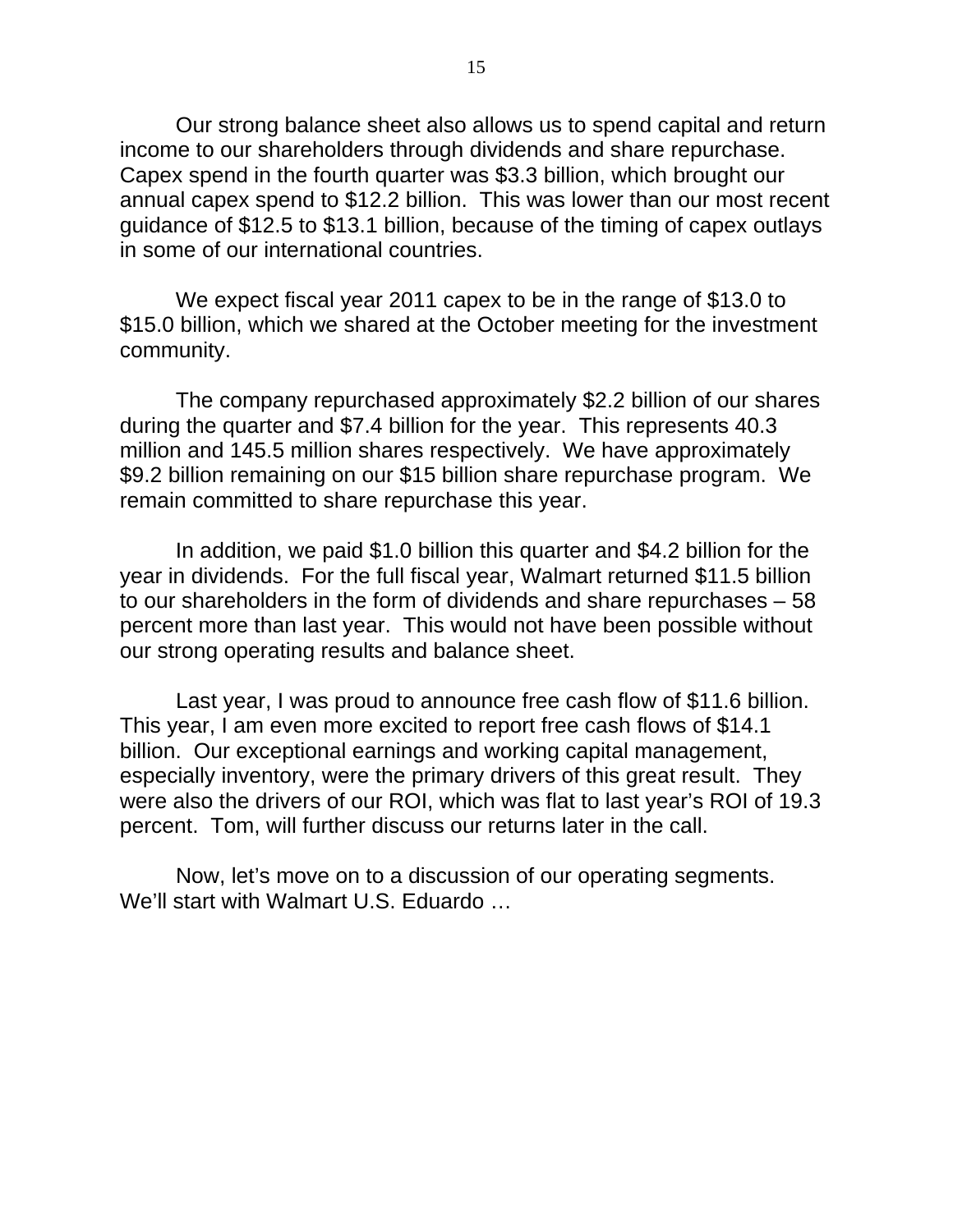Our strong balance sheet also allows us to spend capital and return income to our shareholders through dividends and share repurchase. Capex spend in the fourth quarter was $3.3 billion, which brought our annual capex spend to $12.2 billion. This was lower than our most recent guidance of $12.5 to $13.1 billion, because of the timing of capex outlays in some of our international countries.

We expect fiscal year 2011 capex to be in the range of $13.0 to $15.0 billion, which we shared at the October meeting for the investment community.

The company repurchased approximately $2.2 billion of our shares during the quarter and $7.4 billion for the year. This represents 40.3 million and 145.5 million shares respectively. We have approximately $9.2 billion remaining on our $15 billion share repurchase program. We remain committed to share repurchase this year.

In addition, we paid $1.0 billion this quarter and $4.2 billion for the year in dividends. For the full fiscal year, Walmart returned $11.5 billion to our shareholders in the form of dividends and share repurchases – 58 percent more than last year. This would not have been possible without our strong operating results and balance sheet.

Last year, I was proud to announce free cash flow of $11.6 billion. This year, I am even more excited to report free cash flows of $14.1 billion. Our exceptional earnings and working capital management, especially inventory, were the primary drivers of this great result. They were also the drivers of our ROI, which was flat to last year's ROI of 19.3 percent. Tom, will further discuss our returns later in the call.

Now, let's move on to a discussion of our operating segments. We'll start with Walmart U.S. Eduardo …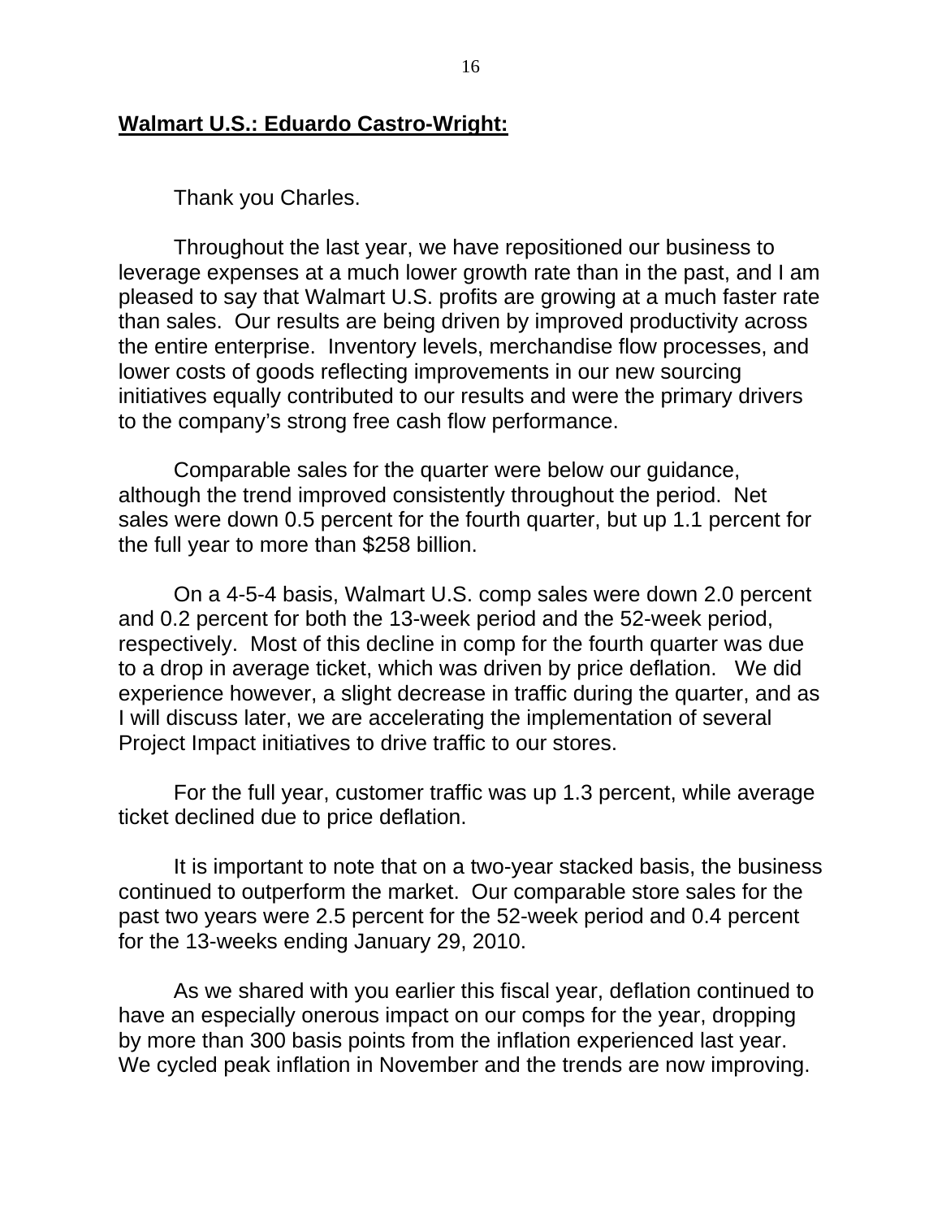**Walmart U.S.: Eduardo Castro-Wright:**

Thank you Charles.

Throughout the last year, we have repositioned our business to leverage expenses at a much lower growth rate than in the past, and I am pleased to say that Walmart U.S. profits are growing at a much faster rate than sales. Our results are being driven by improved productivity across the entire enterprise. Inventory levels, merchandise flow processes, and lower costs of goods reflecting improvements in our new sourcing initiatives equally contributed to our results and were the primary drivers to the company's strong free cash flow performance.

Comparable sales for the quarter were below our guidance, although the trend improved consistently throughout the period. Net sales were down 0.5 percent for the fourth quarter, but up 1.1 percent for the full year to more than $258 billion.

On a 4-5-4 basis, Walmart U.S. comp sales were down 2.0 percent and 0.2 percent for both the 13-week period and the 52-week period, respectively. Most of this decline in comp for the fourth quarter was due to a drop in average ticket, which was driven by price deflation. We did experience however, a slight decrease in traffic during the quarter, and as I will discuss later, we are accelerating the implementation of several Project Impact initiatives to drive traffic to our stores.

For the full year, customer traffic was up 1.3 percent, while average ticket declined due to price deflation.

It is important to note that on a two-year stacked basis, the business continued to outperform the market. Our comparable store sales for the past two years were 2.5 percent for the 52-week period and 0.4 percent for the 13-weeks ending January 29, 2010.

As we shared with you earlier this fiscal year, deflation continued to have an especially onerous impact on our comps for the year, dropping by more than 300 basis points from the inflation experienced last year. We cycled peak inflation in November and the trends are now improving.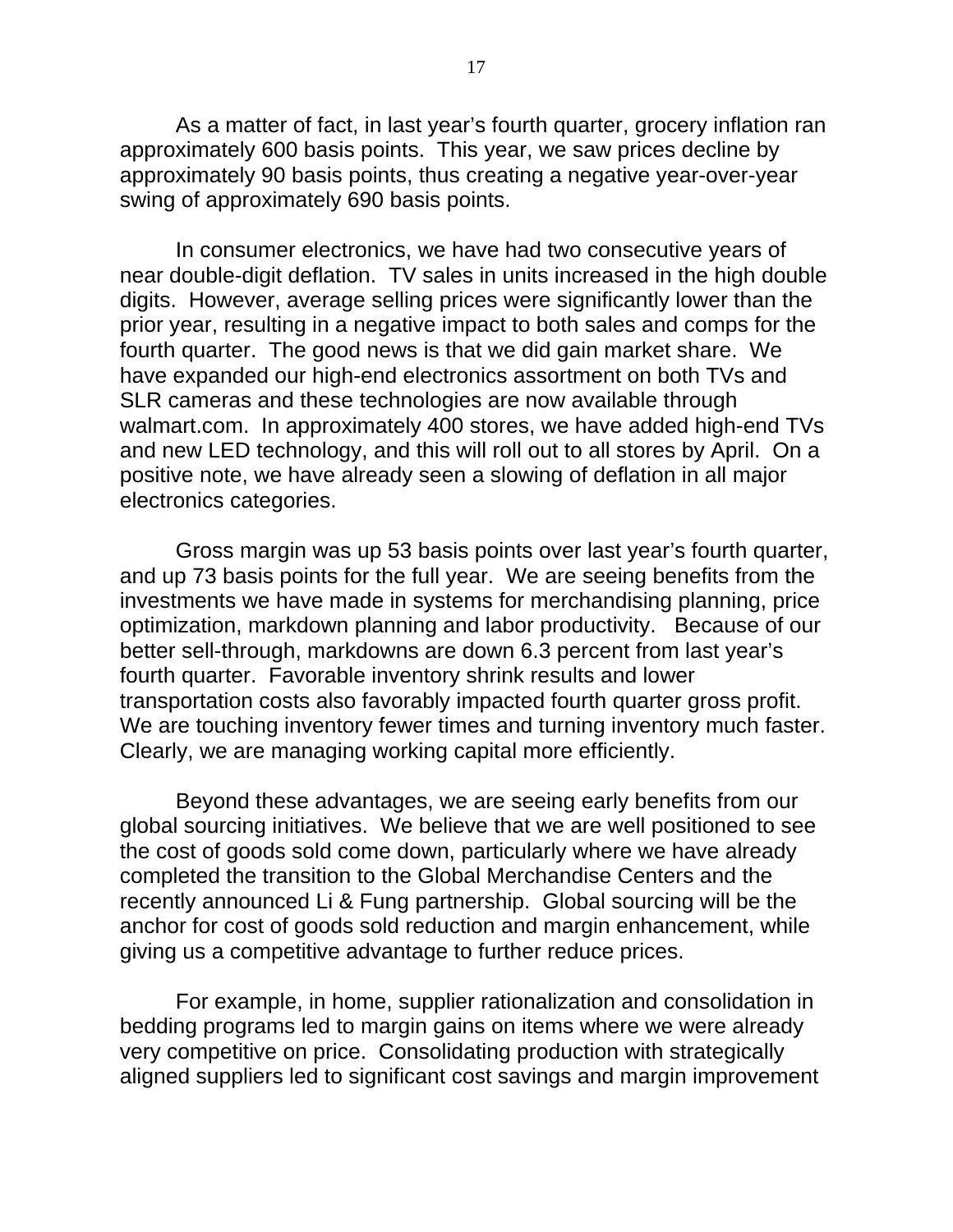As a matter of fact, in last year's fourth quarter, grocery inflation ran approximately 600 basis points. This year, we saw prices decline by approximately 90 basis points, thus creating a negative year-over-year swing of approximately 690 basis points.

In consumer electronics, we have had two consecutive years of near double-digit deflation. TV sales in units increased in the high double digits. However, average selling prices were significantly lower than the prior year, resulting in a negative impact to both sales and comps for the fourth quarter. The good news is that we did gain market share. We have expanded our high-end electronics assortment on both TVs and SLR cameras and these technologies are now available through walmart.com. In approximately 400 stores, we have added high-end TVs and new LED technology, and this will roll out to all stores by April. On a positive note, we have already seen a slowing of deflation in all major electronics categories.

Gross margin was up 53 basis points over last year's fourth quarter, and up 73 basis points for the full year. We are seeing benefits from the investments we have made in systems for merchandising planning, price optimization, markdown planning and labor productivity. Because of our better sell-through, markdowns are down 6.3 percent from last year's fourth quarter. Favorable inventory shrink results and lower transportation costs also favorably impacted fourth quarter gross profit. We are touching inventory fewer times and turning inventory much faster. Clearly, we are managing working capital more efficiently.

Beyond these advantages, we are seeing early benefits from our global sourcing initiatives. We believe that we are well positioned to see the cost of goods sold come down, particularly where we have already completed the transition to the Global Merchandise Centers and the recently announced Li & Fung partnership. Global sourcing will be the anchor for cost of goods sold reduction and margin enhancement, while giving us a competitive advantage to further reduce prices.

For example, in home, supplier rationalization and consolidation in bedding programs led to margin gains on items where we were already very competitive on price. Consolidating production with strategically aligned suppliers led to significant cost savings and margin improvement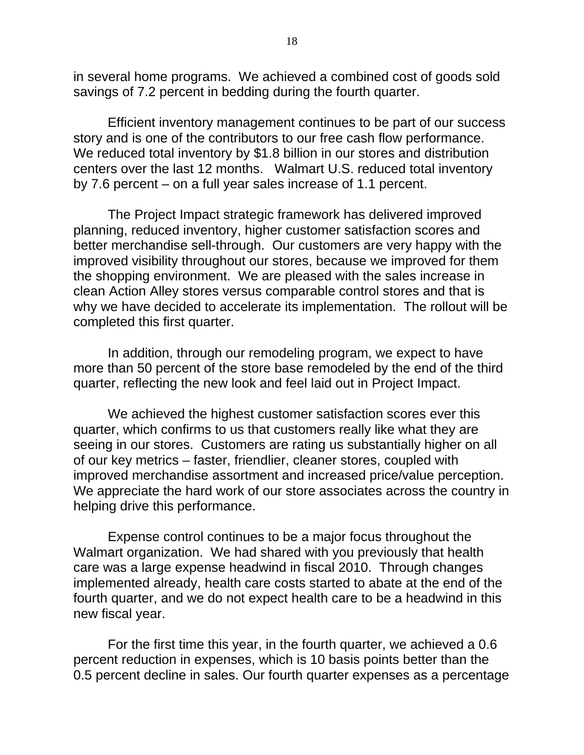in several home programs. We achieved a combined cost of goods sold savings of 7.2 percent in bedding during the fourth quarter.

Efficient inventory management continues to be part of our success story and is one of the contributors to our free cash flow performance. We reduced total inventory by $1.8 billion in our stores and distribution centers over the last 12 months. Walmart U.S. reduced total inventory by 7.6 percent – on a full year sales increase of 1.1 percent.

The Project Impact strategic framework has delivered improved planning, reduced inventory, higher customer satisfaction scores and better merchandise sell-through. Our customers are very happy with the improved visibility throughout our stores, because we improved for them the shopping environment. We are pleased with the sales increase in clean Action Alley stores versus comparable control stores and that is why we have decided to accelerate its implementation. The rollout will be completed this first quarter.

In addition, through our remodeling program, we expect to have more than 50 percent of the store base remodeled by the end of the third quarter, reflecting the new look and feel laid out in Project Impact.

We achieved the highest customer satisfaction scores ever this quarter, which confirms to us that customers really like what they are seeing in our stores. Customers are rating us substantially higher on all of our key metrics – faster, friendlier, cleaner stores, coupled with improved merchandise assortment and increased price/value perception. We appreciate the hard work of our store associates across the country in helping drive this performance.

Expense control continues to be a major focus throughout the Walmart organization. We had shared with you previously that health care was a large expense headwind in fiscal 2010. Through changes implemented already, health care costs started to abate at the end of the fourth quarter, and we do not expect health care to be a headwind in this new fiscal year.

For the first time this year, in the fourth quarter, we achieved a 0.6 percent reduction in expenses, which is 10 basis points better than the 0.5 percent decline in sales. Our fourth quarter expenses as a percentage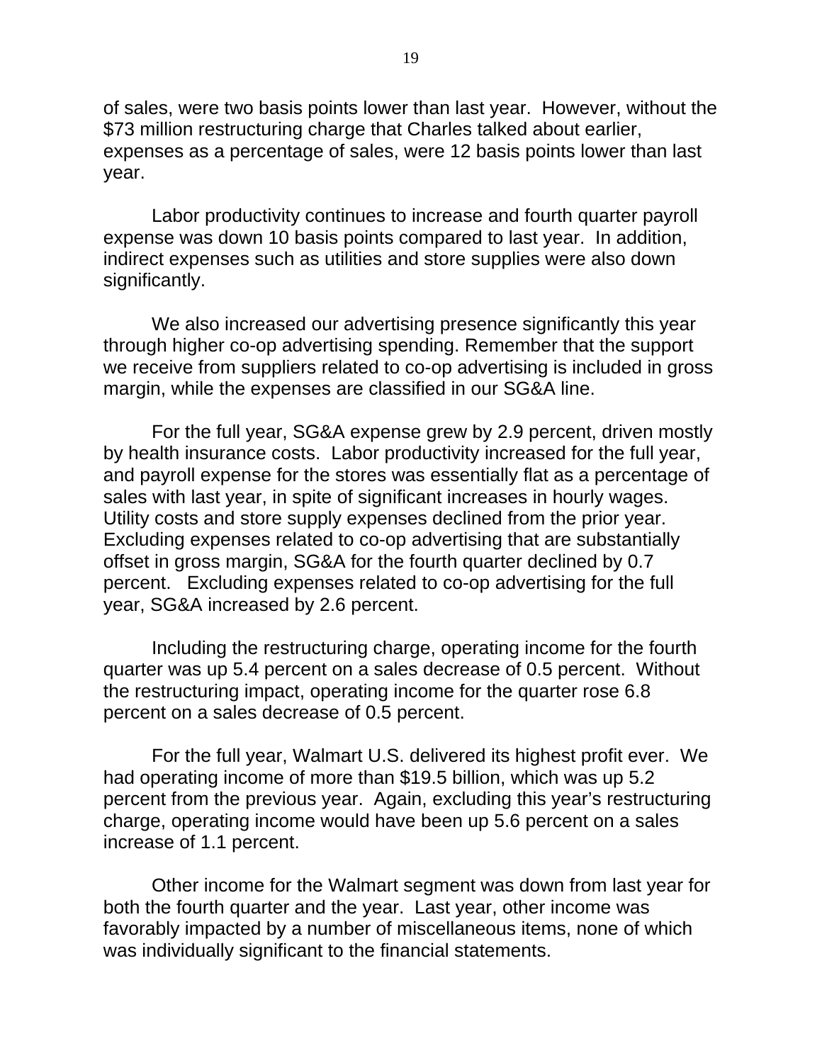of sales, were two basis points lower than last year. However, without the $73 million restructuring charge that Charles talked about earlier, expenses as a percentage of sales, were 12 basis points lower than last year.

Labor productivity continues to increase and fourth quarter payroll expense was down 10 basis points compared to last year. In addition, indirect expenses such as utilities and store supplies were also down significantly.

We also increased our advertising presence significantly this year through higher co-op advertising spending. Remember that the support we receive from suppliers related to co-op advertising is included in gross margin, while the expenses are classified in our SG&A line.

For the full year, SG&A expense grew by 2.9 percent, driven mostly by health insurance costs. Labor productivity increased for the full year, and payroll expense for the stores was essentially flat as a percentage of sales with last year, in spite of significant increases in hourly wages. Utility costs and store supply expenses declined from the prior year. Excluding expenses related to co-op advertising that are substantially offset in gross margin, SG&A for the fourth quarter declined by 0.7 percent. Excluding expenses related to co-op advertising for the full year, SG&A increased by 2.6 percent.

Including the restructuring charge, operating income for the fourth quarter was up 5.4 percent on a sales decrease of 0.5 percent. Without the restructuring impact, operating income for the quarter rose 6.8 percent on a sales decrease of 0.5 percent.

For the full year, Walmart U.S. delivered its highest profit ever. We had operating income of more than $19.5 billion, which was up 5.2 percent from the previous year. Again, excluding this year's restructuring charge, operating income would have been up 5.6 percent on a sales increase of 1.1 percent.

Other income for the Walmart segment was down from last year for both the fourth quarter and the year. Last year, other income was favorably impacted by a number of miscellaneous items, none of which was individually significant to the financial statements.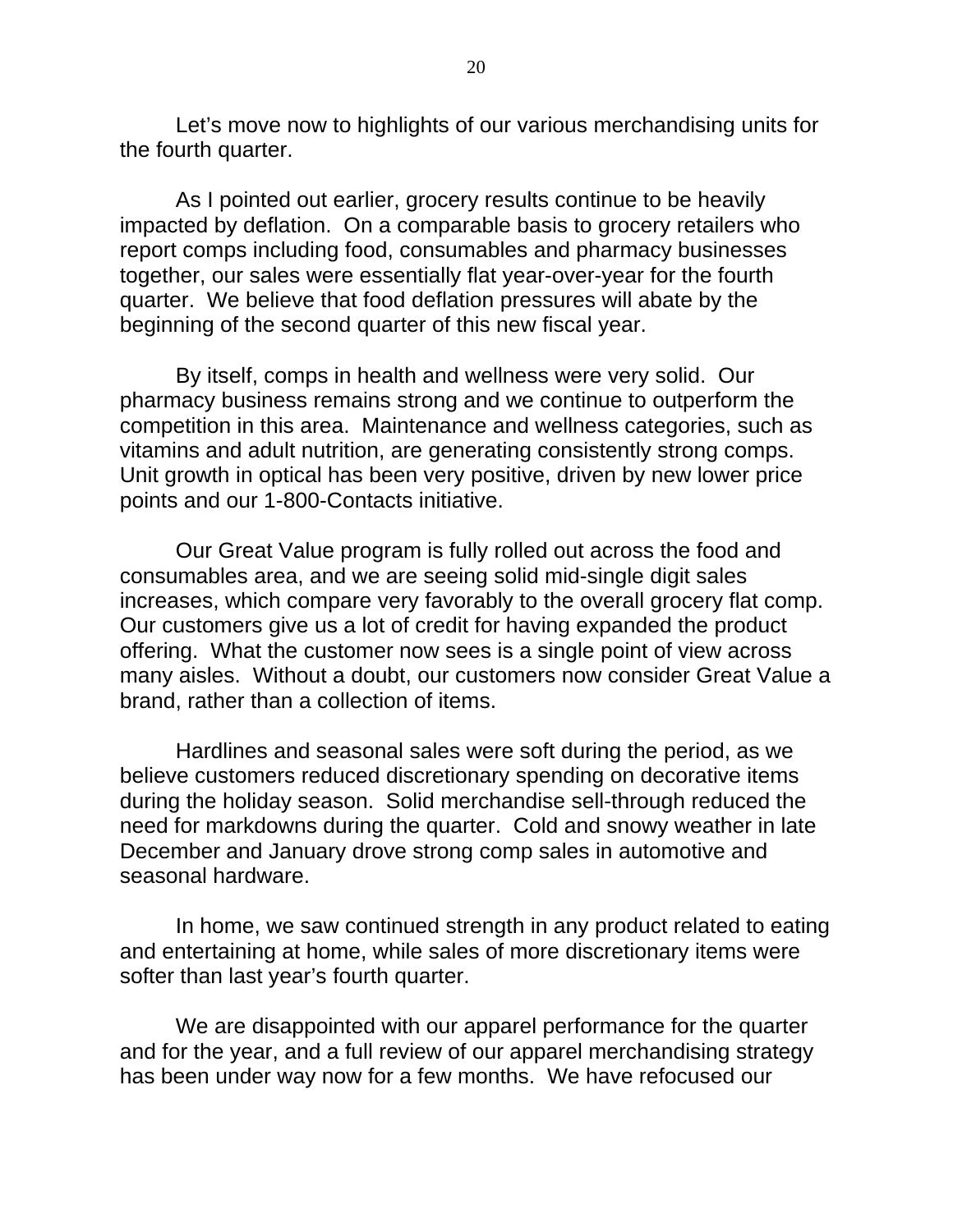Let's move now to highlights of our various merchandising units for the fourth quarter.

As I pointed out earlier, grocery results continue to be heavily impacted by deflation. On a comparable basis to grocery retailers who report comps including food, consumables and pharmacy businesses together, our sales were essentially flat year-over-year for the fourth quarter. We believe that food deflation pressures will abate by the beginning of the second quarter of this new fiscal year.

By itself, comps in health and wellness were very solid. Our pharmacy business remains strong and we continue to outperform the competition in this area. Maintenance and wellness categories, such as vitamins and adult nutrition, are generating consistently strong comps. Unit growth in optical has been very positive, driven by new lower price points and our 1-800-Contacts initiative.

Our Great Value program is fully rolled out across the food and consumables area, and we are seeing solid mid-single digit sales increases, which compare very favorably to the overall grocery flat comp. Our customers give us a lot of credit for having expanded the product offering. What the customer now sees is a single point of view across many aisles. Without a doubt, our customers now consider Great Value a brand, rather than a collection of items.

Hardlines and seasonal sales were soft during the period, as we believe customers reduced discretionary spending on decorative items during the holiday season. Solid merchandise sell-through reduced the need for markdowns during the quarter. Cold and snowy weather in late December and January drove strong comp sales in automotive and seasonal hardware.

In home, we saw continued strength in any product related to eating and entertaining at home, while sales of more discretionary items were softer than last year's fourth quarter.

We are disappointed with our apparel performance for the quarter and for the year, and a full review of our apparel merchandising strategy has been under way now for a few months. We have refocused our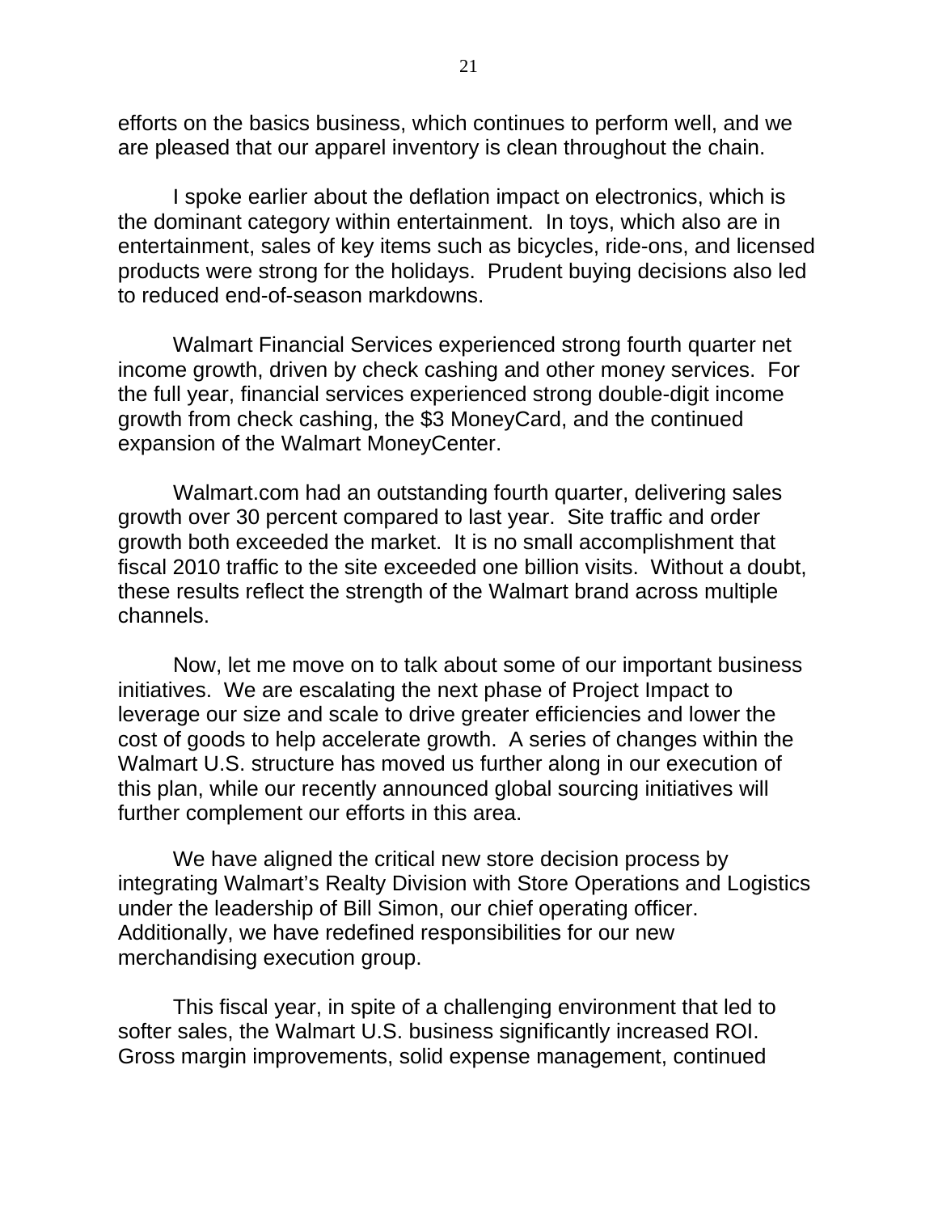efforts on the basics business, which continues to perform well, and we are pleased that our apparel inventory is clean throughout the chain.

I spoke earlier about the deflation impact on electronics, which is the dominant category within entertainment. In toys, which also are in entertainment, sales of key items such as bicycles, ride-ons, and licensed products were strong for the holidays. Prudent buying decisions also led to reduced end-of-season markdowns.

Walmart Financial Services experienced strong fourth quarter net income growth, driven by check cashing and other money services. For the full year, financial services experienced strong double-digit income growth from check cashing, the $3 MoneyCard, and the continued expansion of the Walmart MoneyCenter.

Walmart.com had an outstanding fourth quarter, delivering sales growth over 30 percent compared to last year. Site traffic and order growth both exceeded the market. It is no small accomplishment that fiscal 2010 traffic to the site exceeded one billion visits. Without a doubt, these results reflect the strength of the Walmart brand across multiple channels.

Now, let me move on to talk about some of our important business initiatives. We are escalating the next phase of Project Impact to leverage our size and scale to drive greater efficiencies and lower the cost of goods to help accelerate growth. A series of changes within the Walmart U.S. structure has moved us further along in our execution of this plan, while our recently announced global sourcing initiatives will further complement our efforts in this area.

We have aligned the critical new store decision process by integrating Walmart's Realty Division with Store Operations and Logistics under the leadership of Bill Simon, our chief operating officer. Additionally, we have redefined responsibilities for our new merchandising execution group.

This fiscal year, in spite of a challenging environment that led to softer sales, the Walmart U.S. business significantly increased ROI. Gross margin improvements, solid expense management, continued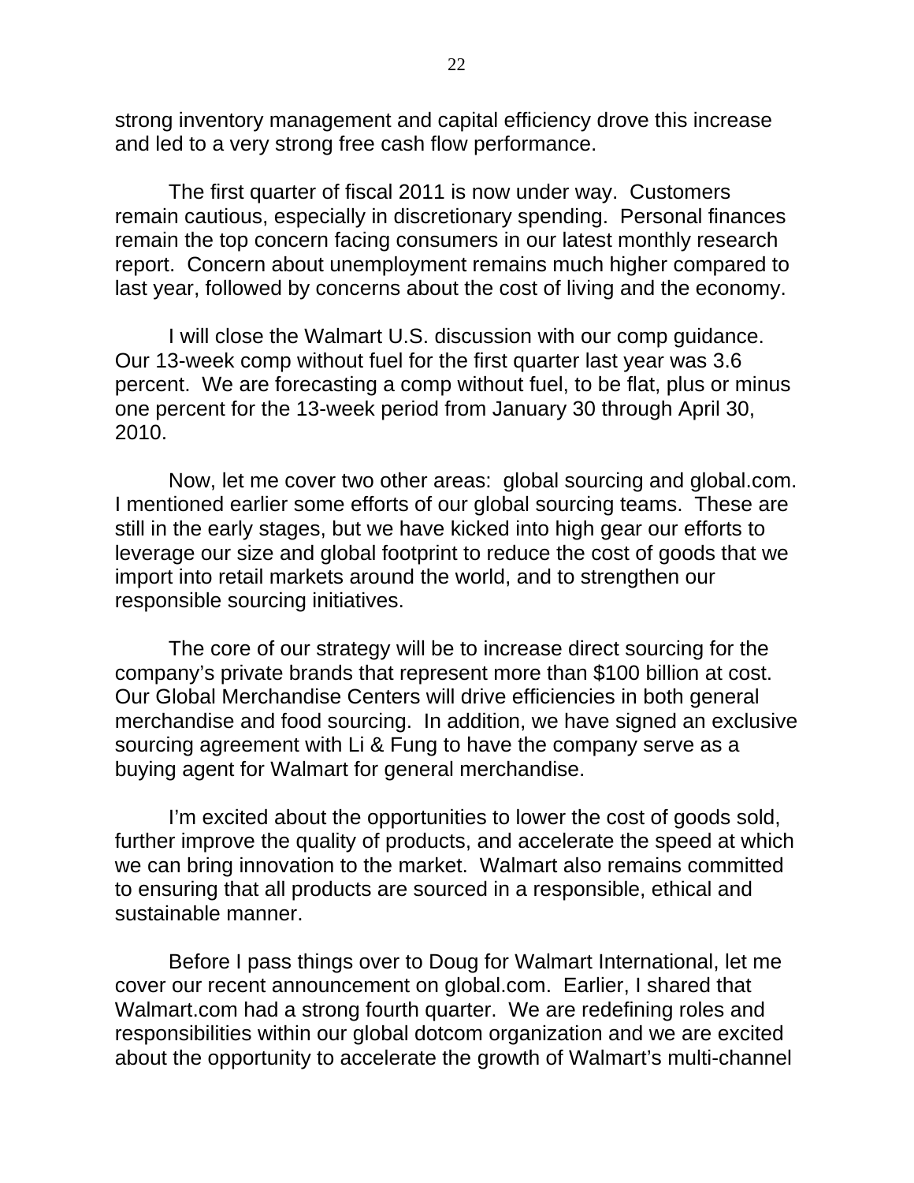strong inventory management and capital efficiency drove this increase and led to a very strong free cash flow performance.

The first quarter of fiscal 2011 is now under way. Customers remain cautious, especially in discretionary spending. Personal finances remain the top concern facing consumers in our latest monthly research report. Concern about unemployment remains much higher compared to last year, followed by concerns about the cost of living and the economy.

I will close the Walmart U.S. discussion with our comp guidance. Our 13-week comp without fuel for the first quarter last year was 3.6 percent. We are forecasting a comp without fuel, to be flat, plus or minus one percent for the 13-week period from January 30 through April 30, 2010.

Now, let me cover two other areas: global sourcing and global.com. I mentioned earlier some efforts of our global sourcing teams. These are still in the early stages, but we have kicked into high gear our efforts to leverage our size and global footprint to reduce the cost of goods that we import into retail markets around the world, and to strengthen our responsible sourcing initiatives.

The core of our strategy will be to increase direct sourcing for the company's private brands that represent more than $100 billion at cost. Our Global Merchandise Centers will drive efficiencies in both general merchandise and food sourcing. In addition, we have signed an exclusive sourcing agreement with Li & Fung to have the company serve as a buying agent for Walmart for general merchandise.

I'm excited about the opportunities to lower the cost of goods sold, further improve the quality of products, and accelerate the speed at which we can bring innovation to the market. Walmart also remains committed to ensuring that all products are sourced in a responsible, ethical and sustainable manner.

Before I pass things over to Doug for Walmart International, let me cover our recent announcement on global.com. Earlier, I shared that Walmart.com had a strong fourth quarter. We are redefining roles and responsibilities within our global dotcom organization and we are excited about the opportunity to accelerate the growth of Walmart's multi-channel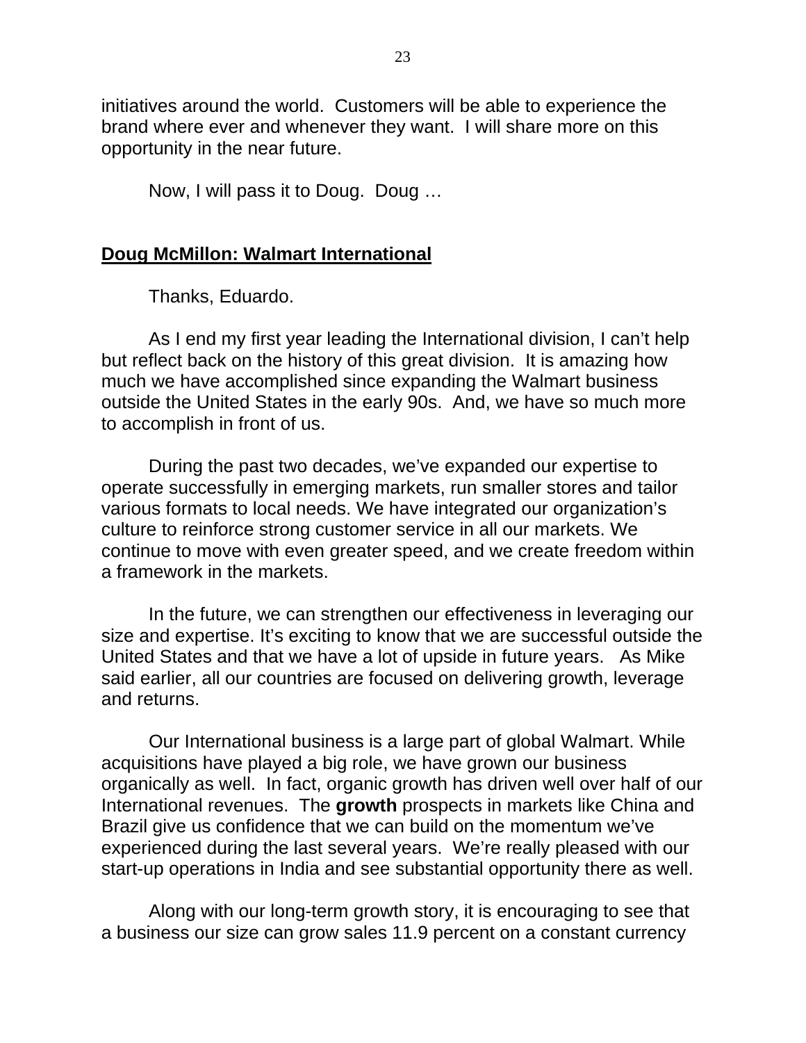initiatives around the world. Customers will be able to experience the brand where ever and whenever they want. I will share more on this opportunity in the near future.

Now, I will pass it to Doug. Doug …

## <u>Doug McMillon: Walmart International</u>

Thanks, Eduardo.

As I end my first year leading the International division, I can't help but reflect back on the history of this great division. It is amazing how much we have accomplished since expanding the Walmart business outside the United States in the early 90s. And, we have so much more to accomplish in front of us.

During the past two decades, we've expanded our expertise to operate successfully in emerging markets, run smaller stores and tailor various formats to local needs. We have integrated our organization's culture to reinforce strong customer service in all our markets. We continue to move with even greater speed, and we create freedom within a framework in the markets.

In the future, we can strengthen our effectiveness in leveraging our size and expertise. It's exciting to know that we are successful outside the United States and that we have a lot of upside in future years. As Mike said earlier, all our countries are focused on delivering growth, leverage and returns.

Our International business is a large part of global Walmart. While acquisitions have played a big role, we have grown our business organically as well. In fact, organic growth has driven well over half of our International revenues. The **growth** prospects in markets like China and Brazil give us confidence that we can build on the momentum we've experienced during the last several years. We're really pleased with our start-up operations in India and see substantial opportunity there as well.

Along with our long-term growth story, it is encouraging to see that a business our size can grow sales 11.9 percent on a constant currency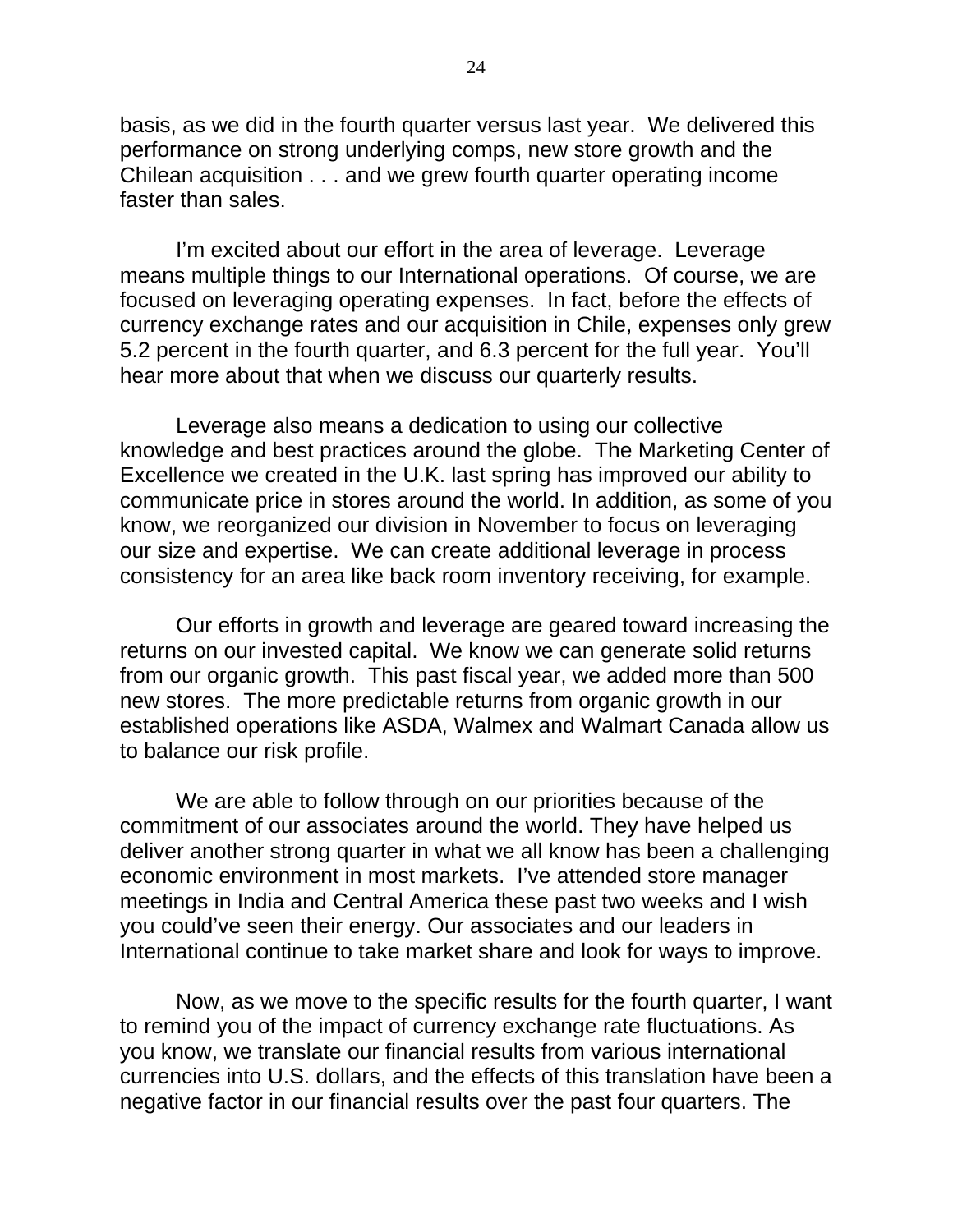basis, as we did in the fourth quarter versus last year. We delivered this performance on strong underlying comps, new store growth and the Chilean acquisition . . . and we grew fourth quarter operating income faster than sales.

I'm excited about our effort in the area of leverage. Leverage means multiple things to our International operations. Of course, we are focused on leveraging operating expenses. In fact, before the effects of currency exchange rates and our acquisition in Chile, expenses only grew 5.2 percent in the fourth quarter, and 6.3 percent for the full year. You'll hear more about that when we discuss our quarterly results.

Leverage also means a dedication to using our collective knowledge and best practices around the globe. The Marketing Center of Excellence we created in the U.K. last spring has improved our ability to communicate price in stores around the world. In addition, as some of you know, we reorganized our division in November to focus on leveraging our size and expertise. We can create additional leverage in process consistency for an area like back room inventory receiving, for example.

Our efforts in growth and leverage are geared toward increasing the returns on our invested capital. We know we can generate solid returns from our organic growth. This past fiscal year, we added more than 500 new stores. The more predictable returns from organic growth in our established operations like ASDA, Walmex and Walmart Canada allow us to balance our risk profile.

We are able to follow through on our priorities because of the commitment of our associates around the world. They have helped us deliver another strong quarter in what we all know has been a challenging economic environment in most markets. I've attended store manager meetings in India and Central America these past two weeks and I wish you could've seen their energy. Our associates and our leaders in International continue to take market share and look for ways to improve.

Now, as we move to the specific results for the fourth quarter, I want to remind you of the impact of currency exchange rate fluctuations. As you know, we translate our financial results from various international currencies into U.S. dollars, and the effects of this translation have been a negative factor in our financial results over the past four quarters. The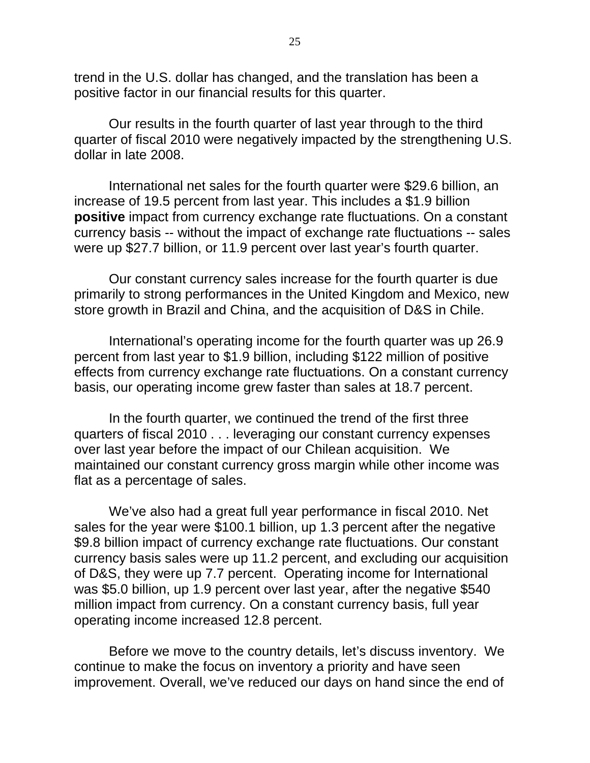trend in the U.S. dollar has changed, and the translation has been a positive factor in our financial results for this quarter.

Our results in the fourth quarter of last year through to the third quarter of fiscal 2010 were negatively impacted by the strengthening U.S. dollar in late 2008.

International net sales for the fourth quarter were $29.6 billion, an increase of 19.5 percent from last year. This includes a $1.9 billion **positive** impact from currency exchange rate fluctuations. On a constant currency basis -- without the impact of exchange rate fluctuations -- sales were up $27.7 billion, or 11.9 percent over last year's fourth quarter.

Our constant currency sales increase for the fourth quarter is due primarily to strong performances in the United Kingdom and Mexico, new store growth in Brazil and China, and the acquisition of D&S in Chile.

International's operating income for the fourth quarter was up 26.9 percent from last year to $1.9 billion, including $122 million of positive effects from currency exchange rate fluctuations. On a constant currency basis, our operating income grew faster than sales at 18.7 percent.

In the fourth quarter, we continued the trend of the first three quarters of fiscal 2010 . . . leveraging our constant currency expenses over last year before the impact of our Chilean acquisition. We maintained our constant currency gross margin while other income was flat as a percentage of sales.

We've also had a great full year performance in fiscal 2010. Net sales for the year were $100.1 billion, up 1.3 percent after the negative $9.8 billion impact of currency exchange rate fluctuations. Our constant currency basis sales were up 11.2 percent, and excluding our acquisition of D&S, they were up 7.7 percent. Operating income for International was $5.0 billion, up 1.9 percent over last year, after the negative $540 million impact from currency. On a constant currency basis, full year operating income increased 12.8 percent.

Before we move to the country details, let's discuss inventory. We continue to make the focus on inventory a priority and have seen improvement. Overall, we've reduced our days on hand since the end of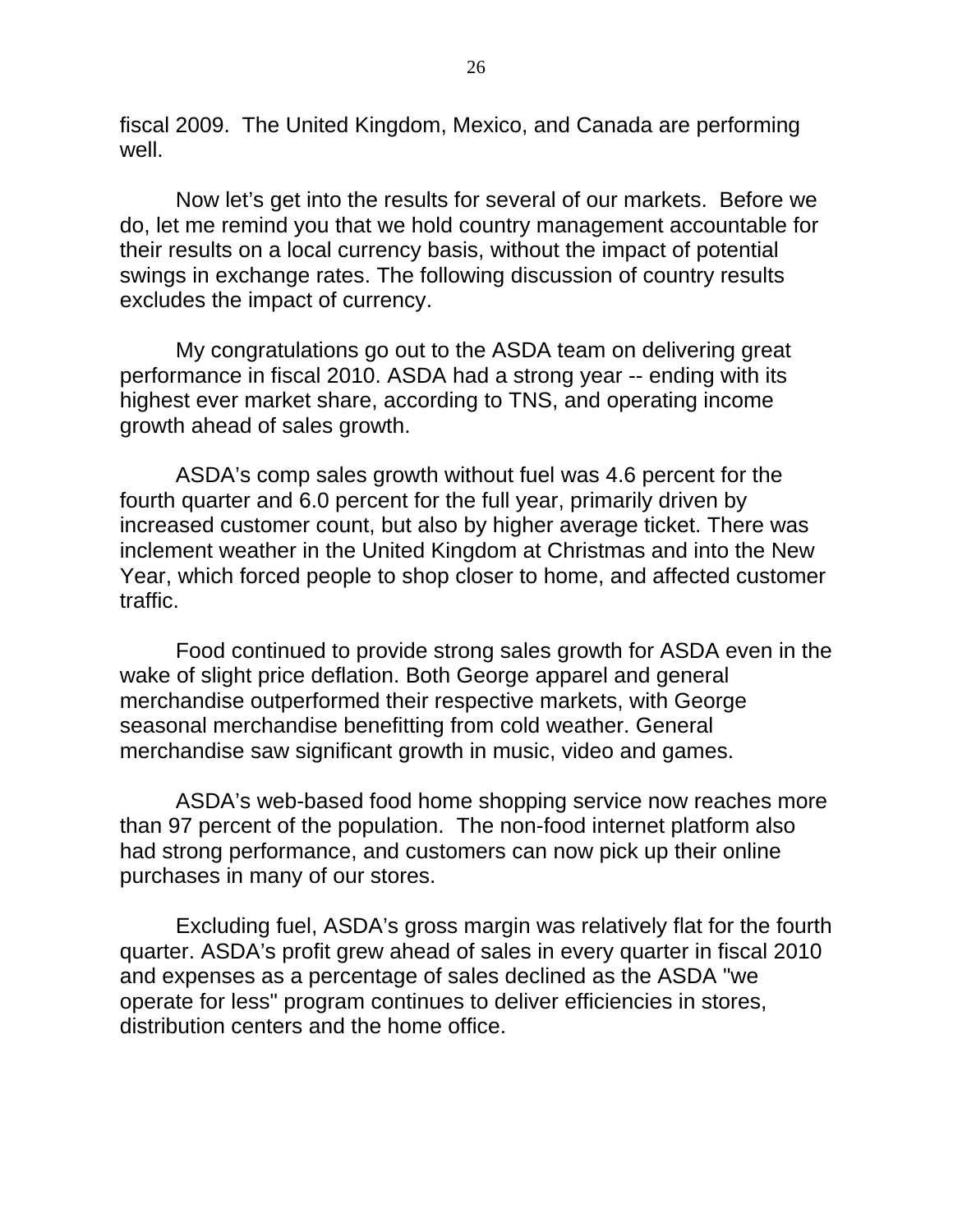fiscal 2009. The United Kingdom, Mexico, and Canada are performing well.

Now let's get into the results for several of our markets. Before we do, let me remind you that we hold country management accountable for their results on a local currency basis, without the impact of potential swings in exchange rates. The following discussion of country results excludes the impact of currency.

My congratulations go out to the ASDA team on delivering great performance in fiscal 2010. ASDA had a strong year -- ending with its highest ever market share, according to TNS, and operating income growth ahead of sales growth.

ASDA's comp sales growth without fuel was 4.6 percent for the fourth quarter and 6.0 percent for the full year, primarily driven by increased customer count, but also by higher average ticket. There was inclement weather in the United Kingdom at Christmas and into the New Year, which forced people to shop closer to home, and affected customer traffic.

Food continued to provide strong sales growth for ASDA even in the wake of slight price deflation. Both George apparel and general merchandise outperformed their respective markets, with George seasonal merchandise benefitting from cold weather. General merchandise saw significant growth in music, video and games.

ASDA's web-based food home shopping service now reaches more than 97 percent of the population. The non-food internet platform also had strong performance, and customers can now pick up their online purchases in many of our stores.

Excluding fuel, ASDA's gross margin was relatively flat for the fourth quarter. ASDA's profit grew ahead of sales in every quarter in fiscal 2010 and expenses as a percentage of sales declined as the ASDA "we operate for less" program continues to deliver efficiencies in stores, distribution centers and the home office.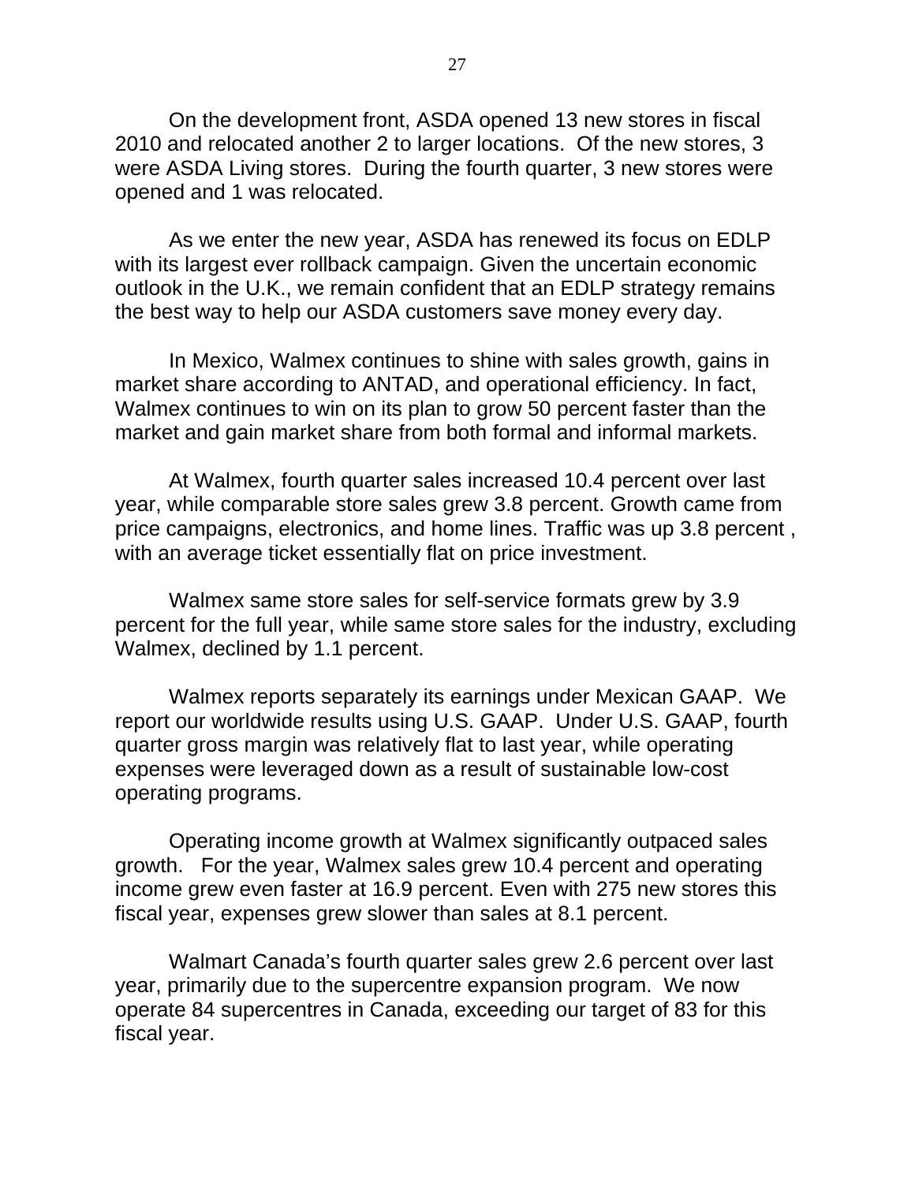On the development front, ASDA opened 13 new stores in fiscal 2010 and relocated another 2 to larger locations. Of the new stores, 3 were ASDA Living stores. During the fourth quarter, 3 new stores were opened and 1 was relocated.

As we enter the new year, ASDA has renewed its focus on EDLP with its largest ever rollback campaign. Given the uncertain economic outlook in the U.K., we remain confident that an EDLP strategy remains the best way to help our ASDA customers save money every day.

In Mexico, Walmex continues to shine with sales growth, gains in market share according to ANTAD, and operational efficiency. In fact, Walmex continues to win on its plan to grow 50 percent faster than the market and gain market share from both formal and informal markets.

At Walmex, fourth quarter sales increased 10.4 percent over last year, while comparable store sales grew 3.8 percent. Growth came from price campaigns, electronics, and home lines. Traffic was up 3.8 percent , with an average ticket essentially flat on price investment.

Walmex same store sales for self-service formats grew by 3.9 percent for the full year, while same store sales for the industry, excluding Walmex, declined by 1.1 percent.

Walmex reports separately its earnings under Mexican GAAP. We report our worldwide results using U.S. GAAP. Under U.S. GAAP, fourth quarter gross margin was relatively flat to last year, while operating expenses were leveraged down as a result of sustainable low-cost operating programs.

Operating income growth at Walmex significantly outpaced sales growth. For the year, Walmex sales grew 10.4 percent and operating income grew even faster at 16.9 percent. Even with 275 new stores this fiscal year, expenses grew slower than sales at 8.1 percent.

Walmart Canada's fourth quarter sales grew 2.6 percent over last year, primarily due to the supercentre expansion program. We now operate 84 supercentres in Canada, exceeding our target of 83 for this fiscal year.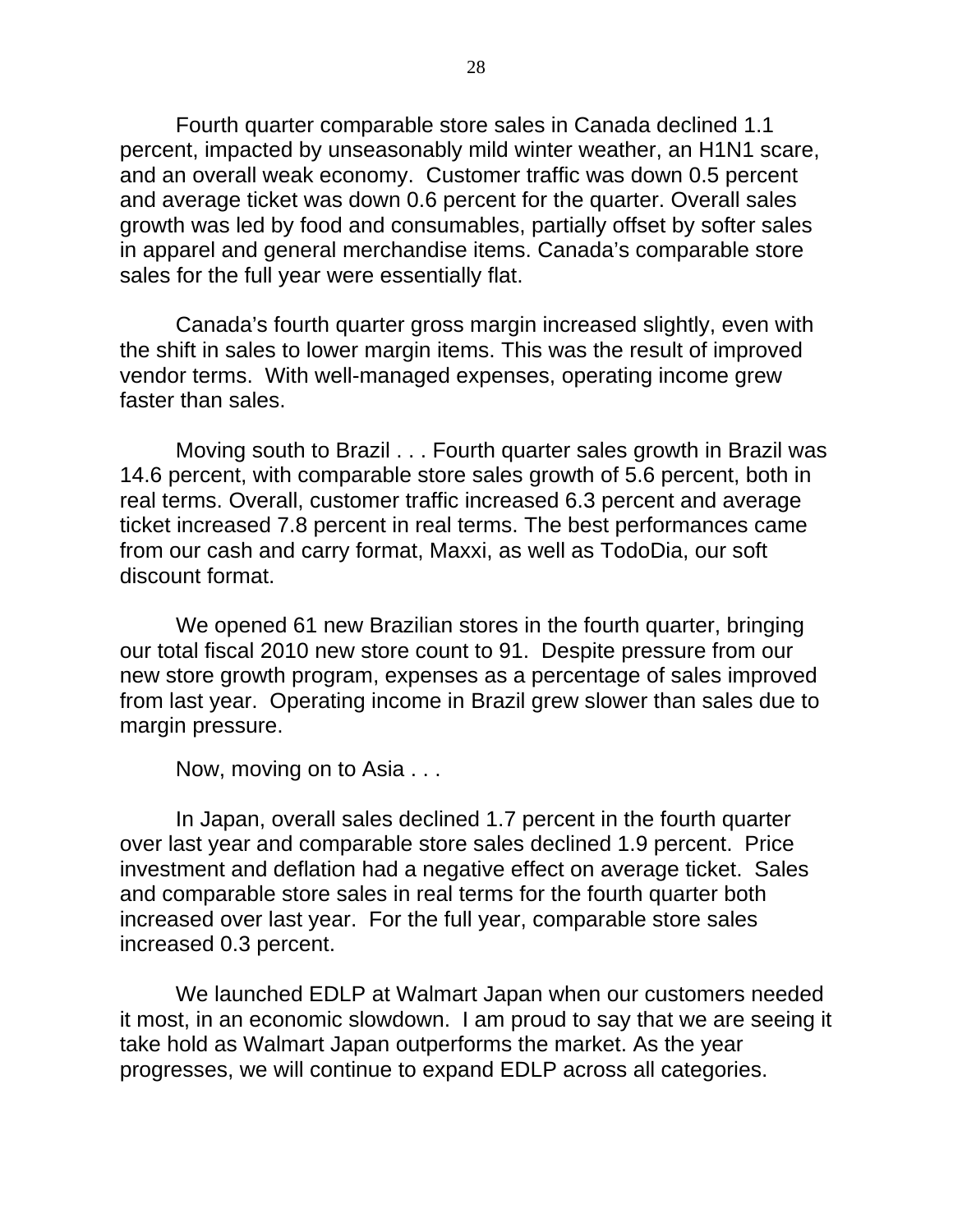Fourth quarter comparable store sales in Canada declined 1.1 percent, impacted by unseasonably mild winter weather, an H1N1 scare, and an overall weak economy. Customer traffic was down 0.5 percent and average ticket was down 0.6 percent for the quarter. Overall sales growth was led by food and consumables, partially offset by softer sales in apparel and general merchandise items. Canada's comparable store sales for the full year were essentially flat.

Canada's fourth quarter gross margin increased slightly, even with the shift in sales to lower margin items. This was the result of improved vendor terms. With well-managed expenses, operating income grew faster than sales.

Moving south to Brazil . . . Fourth quarter sales growth in Brazil was 14.6 percent, with comparable store sales growth of 5.6 percent, both in real terms. Overall, customer traffic increased 6.3 percent and average ticket increased 7.8 percent in real terms. The best performances came from our cash and carry format, Maxxi, as well as TodoDia, our soft discount format.

We opened 61 new Brazilian stores in the fourth quarter, bringing our total fiscal 2010 new store count to 91. Despite pressure from our new store growth program, expenses as a percentage of sales improved from last year. Operating income in Brazil grew slower than sales due to margin pressure.

Now, moving on to Asia . . .

In Japan, overall sales declined 1.7 percent in the fourth quarter over last year and comparable store sales declined 1.9 percent. Price investment and deflation had a negative effect on average ticket. Sales and comparable store sales in real terms for the fourth quarter both increased over last year. For the full year, comparable store sales increased 0.3 percent.

We launched EDLP at Walmart Japan when our customers needed it most, in an economic slowdown. I am proud to say that we are seeing it take hold as Walmart Japan outperforms the market. As the year progresses, we will continue to expand EDLP across all categories.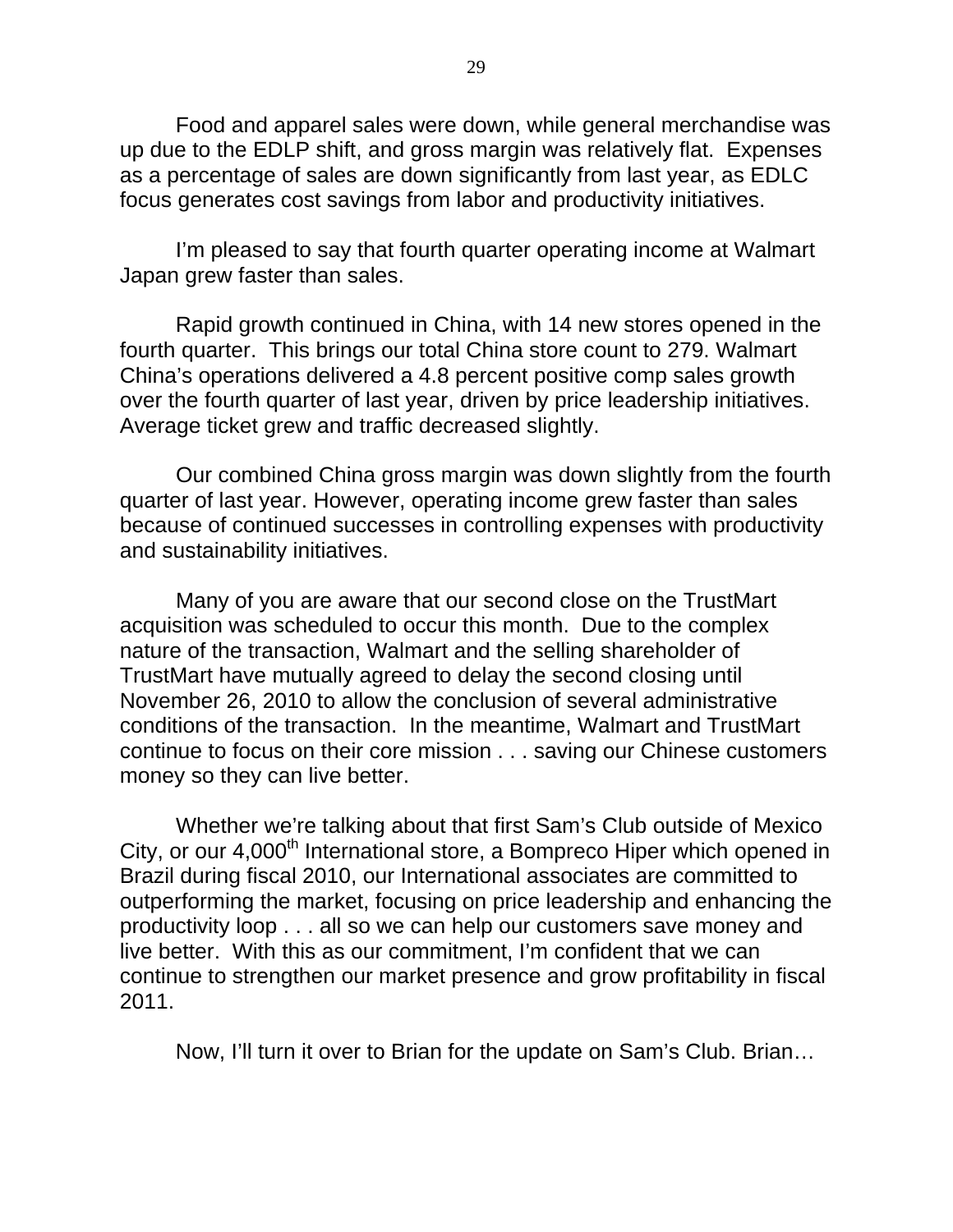Food and apparel sales were down, while general merchandise was up due to the EDLP shift, and gross margin was relatively flat. Expenses as a percentage of sales are down significantly from last year, as EDLC focus generates cost savings from labor and productivity initiatives.

I'm pleased to say that fourth quarter operating income at Walmart Japan grew faster than sales.

Rapid growth continued in China, with 14 new stores opened in the fourth quarter. This brings our total China store count to 279. Walmart China's operations delivered a 4.8 percent positive comp sales growth over the fourth quarter of last year, driven by price leadership initiatives. Average ticket grew and traffic decreased slightly.

Our combined China gross margin was down slightly from the fourth quarter of last year. However, operating income grew faster than sales because of continued successes in controlling expenses with productivity and sustainability initiatives.

Many of you are aware that our second close on the TrustMart acquisition was scheduled to occur this month. Due to the complex nature of the transaction, Walmart and the selling shareholder of TrustMart have mutually agreed to delay the second closing until November 26, 2010 to allow the conclusion of several administrative conditions of the transaction. In the meantime, Walmart and TrustMart continue to focus on their core mission . . . saving our Chinese customers money so they can live better.

Whether we're talking about that first Sam's Club outside of Mexico City, or our 4,000th International store, a Bompreco Hiper which opened in Brazil during fiscal 2010, our International associates are committed to outperforming the market, focusing on price leadership and enhancing the productivity loop . . . all so we can help our customers save money and live better. With this as our commitment, I'm confident that we can continue to strengthen our market presence and grow profitability in fiscal 2011.

Now, I'll turn it over to Brian for the update on Sam's Club. Brian…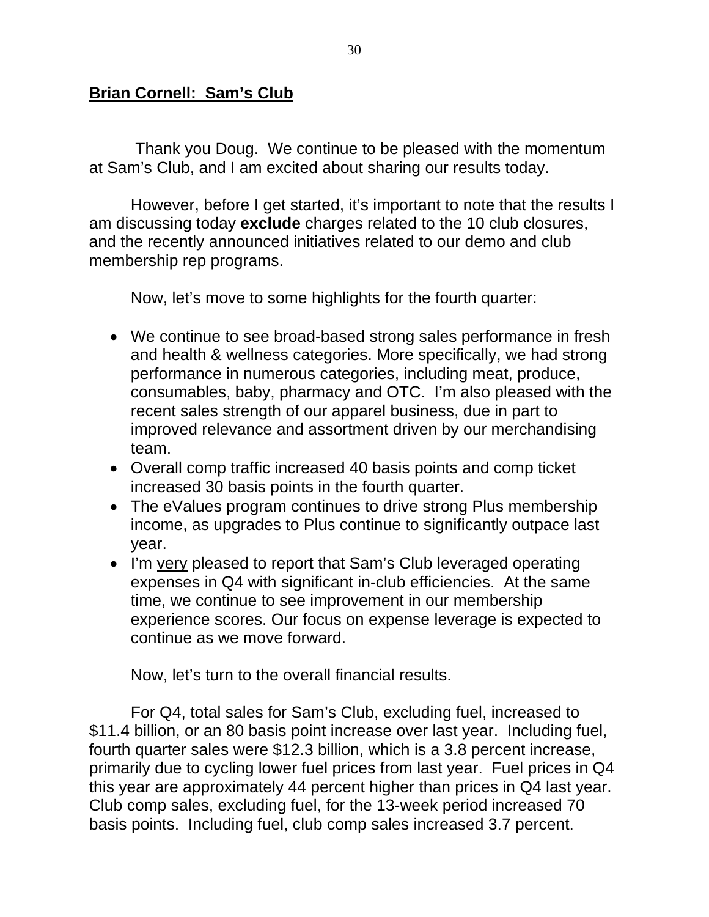**<u>Brian Cornell: Sam's Club</u>**

Thank you Doug. We continue to be pleased with the momentum at Sam's Club, and I am excited about sharing our results today.

However, before I get started, it's important to note that the results I am discussing today **exclude** charges related to the 10 club closures, and the recently announced initiatives related to our demo and club membership rep programs.

Now, let's move to some highlights for the fourth quarter:

- We continue to see broad-based strong sales performance in fresh and health & wellness categories. More specifically, we had strong performance in numerous categories, including meat, produce, consumables, baby, pharmacy and OTC. I'm also pleased with the recent sales strength of our apparel business, due in part to improved relevance and assortment driven by our merchandising team.
- Overall comp traffic increased 40 basis points and comp ticket increased 30 basis points in the fourth quarter.
- The eValues program continues to drive strong Plus membership income, as upgrades to Plus continue to significantly outpace last year.
- I'm <u>very</u> pleased to report that Sam's Club leveraged operating expenses in Q4 with significant in-club efficiencies. At the same time, we continue to see improvement in our membership experience scores. Our focus on expense leverage is expected to continue as we move forward.

Now, let's turn to the overall financial results.

For Q4, total sales for Sam's Club, excluding fuel, increased to $11.4 billion, or an 80 basis point increase over last year. Including fuel, fourth quarter sales were $12.3 billion, which is a 3.8 percent increase, primarily due to cycling lower fuel prices from last year. Fuel prices in Q4 this year are approximately 44 percent higher than prices in Q4 last year. Club comp sales, excluding fuel, for the 13-week period increased 70 basis points. Including fuel, club comp sales increased 3.7 percent.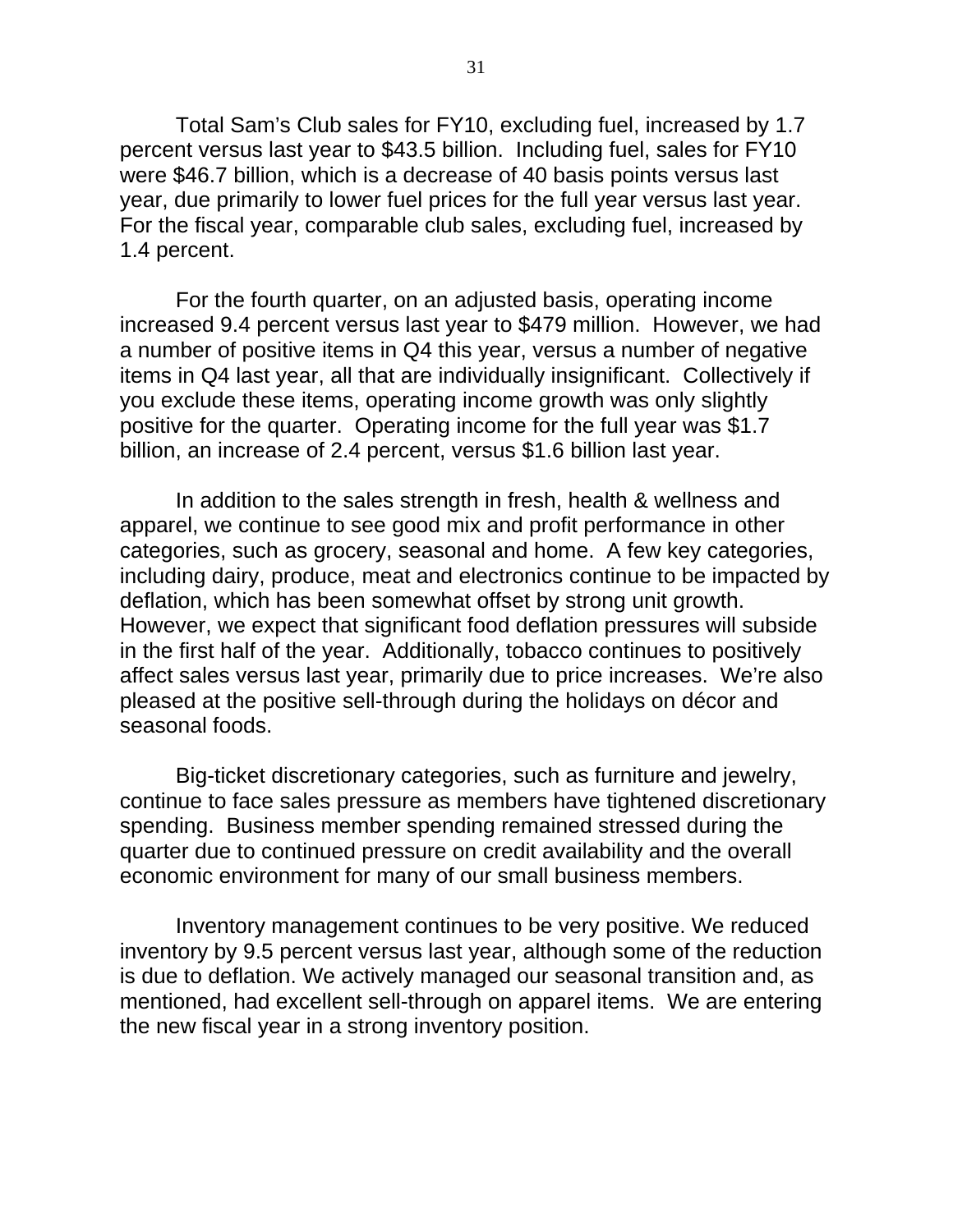Total Sam's Club sales for FY10, excluding fuel, increased by 1.7 percent versus last year to $43.5 billion. Including fuel, sales for FY10 were $46.7 billion, which is a decrease of 40 basis points versus last year, due primarily to lower fuel prices for the full year versus last year. For the fiscal year, comparable club sales, excluding fuel, increased by 1.4 percent.

For the fourth quarter, on an adjusted basis, operating income increased 9.4 percent versus last year to $479 million. However, we had a number of positive items in Q4 this year, versus a number of negative items in Q4 last year, all that are individually insignificant. Collectively if you exclude these items, operating income growth was only slightly positive for the quarter. Operating income for the full year was $1.7 billion, an increase of 2.4 percent, versus $1.6 billion last year.

In addition to the sales strength in fresh, health & wellness and apparel, we continue to see good mix and profit performance in other categories, such as grocery, seasonal and home. A few key categories, including dairy, produce, meat and electronics continue to be impacted by deflation, which has been somewhat offset by strong unit growth. However, we expect that significant food deflation pressures will subside in the first half of the year. Additionally, tobacco continues to positively affect sales versus last year, primarily due to price increases. We're also pleased at the positive sell-through during the holidays on décor and seasonal foods.

Big-ticket discretionary categories, such as furniture and jewelry, continue to face sales pressure as members have tightened discretionary spending. Business member spending remained stressed during the quarter due to continued pressure on credit availability and the overall economic environment for many of our small business members.

Inventory management continues to be very positive. We reduced inventory by 9.5 percent versus last year, although some of the reduction is due to deflation. We actively managed our seasonal transition and, as mentioned, had excellent sell-through on apparel items. We are entering the new fiscal year in a strong inventory position.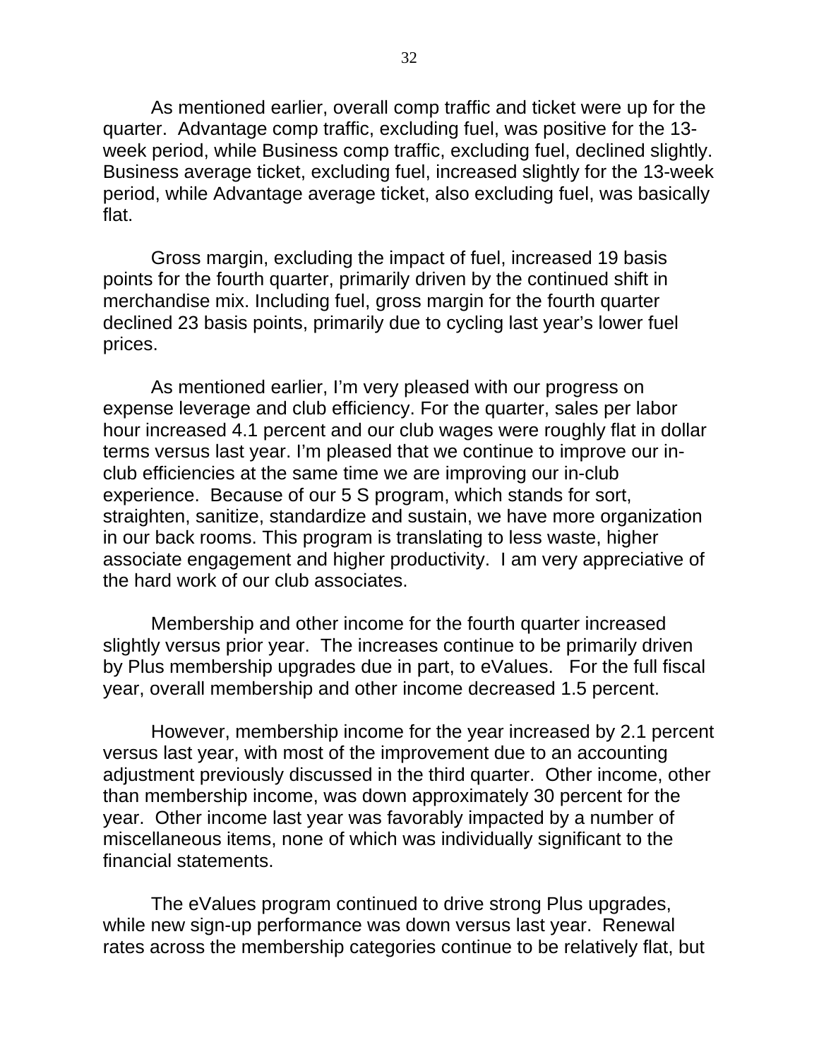As mentioned earlier, overall comp traffic and ticket were up for the quarter. Advantage comp traffic, excluding fuel, was positive for the 13-week period, while Business comp traffic, excluding fuel, declined slightly. Business average ticket, excluding fuel, increased slightly for the 13-week period, while Advantage average ticket, also excluding fuel, was basically flat.

Gross margin, excluding the impact of fuel, increased 19 basis points for the fourth quarter, primarily driven by the continued shift in merchandise mix. Including fuel, gross margin for the fourth quarter declined 23 basis points, primarily due to cycling last year's lower fuel prices.

As mentioned earlier, I'm very pleased with our progress on expense leverage and club efficiency. For the quarter, sales per labor hour increased 4.1 percent and our club wages were roughly flat in dollar terms versus last year. I'm pleased that we continue to improve our in-club efficiencies at the same time we are improving our in-club experience. Because of our 5 S program, which stands for sort, straighten, sanitize, standardize and sustain, we have more organization in our back rooms. This program is translating to less waste, higher associate engagement and higher productivity. I am very appreciative of the hard work of our club associates.

Membership and other income for the fourth quarter increased slightly versus prior year. The increases continue to be primarily driven by Plus membership upgrades due in part, to eValues. For the full fiscal year, overall membership and other income decreased 1.5 percent.

However, membership income for the year increased by 2.1 percent versus last year, with most of the improvement due to an accounting adjustment previously discussed in the third quarter. Other income, other than membership income, was down approximately 30 percent for the year. Other income last year was favorably impacted by a number of miscellaneous items, none of which was individually significant to the financial statements.

The eValues program continued to drive strong Plus upgrades, while new sign-up performance was down versus last year. Renewal rates across the membership categories continue to be relatively flat, but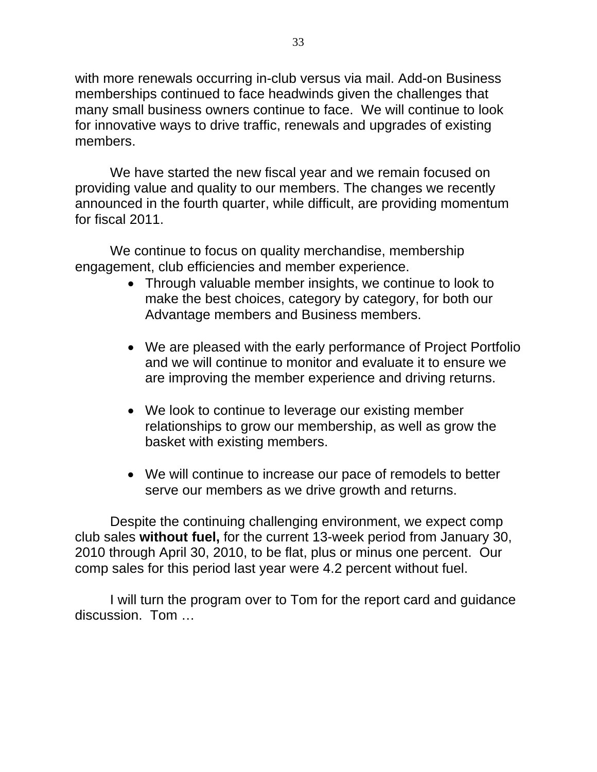with more renewals occurring in-club versus via mail. Add-on Business memberships continued to face headwinds given the challenges that many small business owners continue to face. We will continue to look for innovative ways to drive traffic, renewals and upgrades of existing members.

We have started the new fiscal year and we remain focused on providing value and quality to our members. The changes we recently announced in the fourth quarter, while difficult, are providing momentum for fiscal 2011.

We continue to focus on quality merchandise, membership engagement, club efficiencies and member experience.

- Through valuable member insights, we continue to look to make the best choices, category by category, for both our Advantage members and Business members.

- We are pleased with the early performance of Project Portfolio and we will continue to monitor and evaluate it to ensure we are improving the member experience and driving returns.

- We look to continue to leverage our existing member relationships to grow our membership, as well as grow the basket with existing members.

- We will continue to increase our pace of remodels to better serve our members as we drive growth and returns.

Despite the continuing challenging environment, we expect comp club sales **without fuel,** for the current 13-week period from January 30, 2010 through April 30, 2010, to be flat, plus or minus one percent. Our comp sales for this period last year were 4.2 percent without fuel.

I will turn the program over to Tom for the report card and guidance discussion. Tom …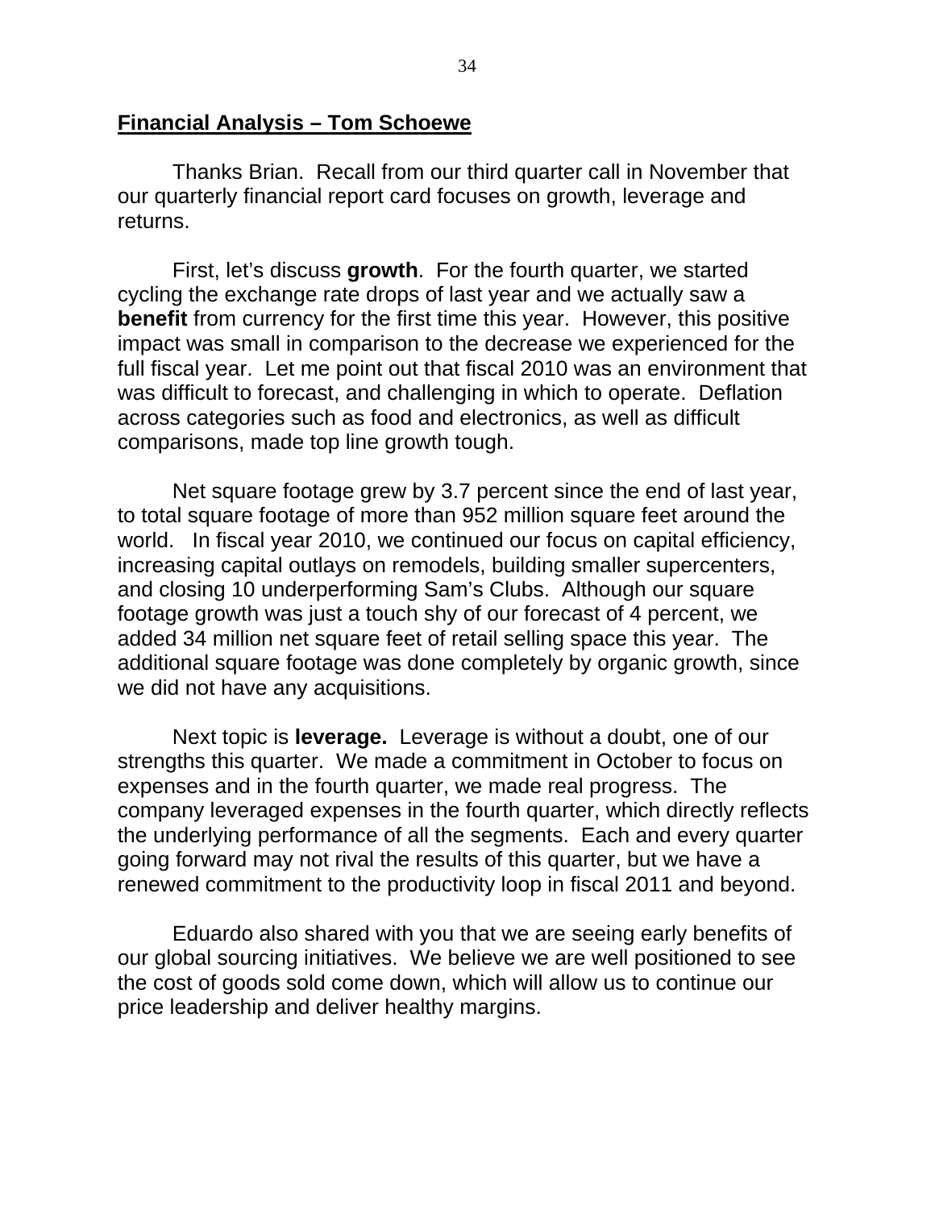## **Financial Analysis – Tom Schoewe**

Thanks Brian. Recall from our third quarter call in November that our quarterly financial report card focuses on growth, leverage and returns.

First, let's discuss **growth**. For the fourth quarter, we started cycling the exchange rate drops of last year and we actually saw a **benefit** from currency for the first time this year. However, this positive impact was small in comparison to the decrease we experienced for the full fiscal year. Let me point out that fiscal 2010 was an environment that was difficult to forecast, and challenging in which to operate. Deflation across categories such as food and electronics, as well as difficult comparisons, made top line growth tough.

Net square footage grew by 3.7 percent since the end of last year, to total square footage of more than 952 million square feet around the world. In fiscal year 2010, we continued our focus on capital efficiency, increasing capital outlays on remodels, building smaller supercenters, and closing 10 underperforming Sam's Clubs. Although our square footage growth was just a touch shy of our forecast of 4 percent, we added 34 million net square feet of retail selling space this year. The additional square footage was done completely by organic growth, since we did not have any acquisitions.

Next topic is **leverage.** Leverage is without a doubt, one of our strengths this quarter. We made a commitment in October to focus on expenses and in the fourth quarter, we made real progress. The company leveraged expenses in the fourth quarter, which directly reflects the underlying performance of all the segments. Each and every quarter going forward may not rival the results of this quarter, but we have a renewed commitment to the productivity loop in fiscal 2011 and beyond.

Eduardo also shared with you that we are seeing early benefits of our global sourcing initiatives. We believe we are well positioned to see the cost of goods sold come down, which will allow us to continue our price leadership and deliver healthy margins.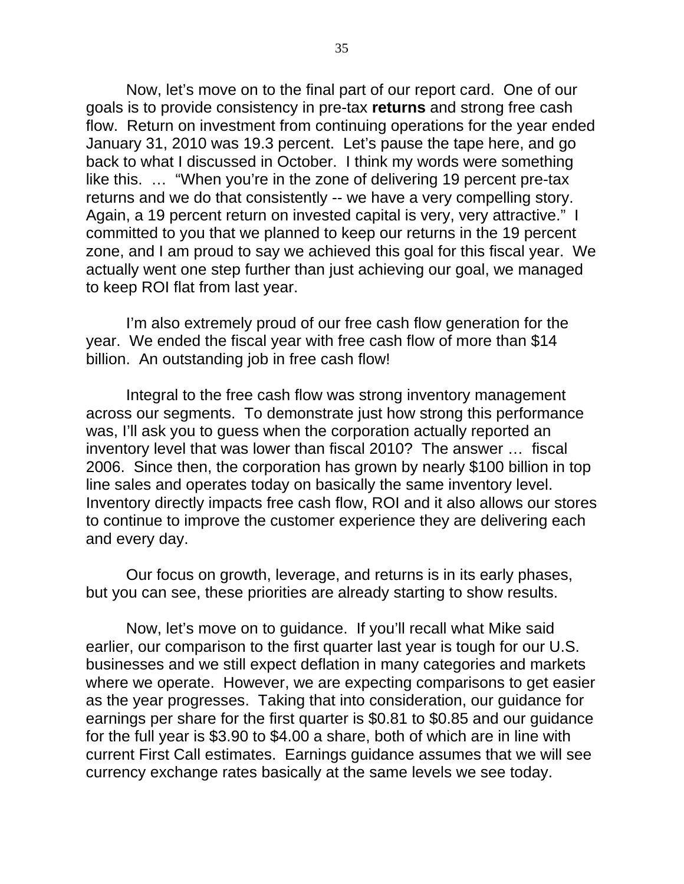Now, let's move on to the final part of our report card. One of our goals is to provide consistency in pre-tax **returns** and strong free cash flow. Return on investment from continuing operations for the year ended January 31, 2010 was 19.3 percent. Let's pause the tape here, and go back to what I discussed in October. I think my words were something like this. … "When you're in the zone of delivering 19 percent pre-tax returns and we do that consistently -- we have a very compelling story. Again, a 19 percent return on invested capital is very, very attractive." I committed to you that we planned to keep our returns in the 19 percent zone, and I am proud to say we achieved this goal for this fiscal year. We actually went one step further than just achieving our goal, we managed to keep ROI flat from last year.

I'm also extremely proud of our free cash flow generation for the year. We ended the fiscal year with free cash flow of more than $14 billion. An outstanding job in free cash flow!

Integral to the free cash flow was strong inventory management across our segments. To demonstrate just how strong this performance was, I'll ask you to guess when the corporation actually reported an inventory level that was lower than fiscal 2010? The answer … fiscal 2006. Since then, the corporation has grown by nearly $100 billion in top line sales and operates today on basically the same inventory level. Inventory directly impacts free cash flow, ROI and it also allows our stores to continue to improve the customer experience they are delivering each and every day.

Our focus on growth, leverage, and returns is in its early phases, but you can see, these priorities are already starting to show results.

Now, let's move on to guidance. If you'll recall what Mike said earlier, our comparison to the first quarter last year is tough for our U.S. businesses and we still expect deflation in many categories and markets where we operate. However, we are expecting comparisons to get easier as the year progresses. Taking that into consideration, our guidance for earnings per share for the first quarter is $0.81 to $0.85 and our guidance for the full year is $3.90 to $4.00 a share, both of which are in line with current First Call estimates. Earnings guidance assumes that we will see currency exchange rates basically at the same levels we see today.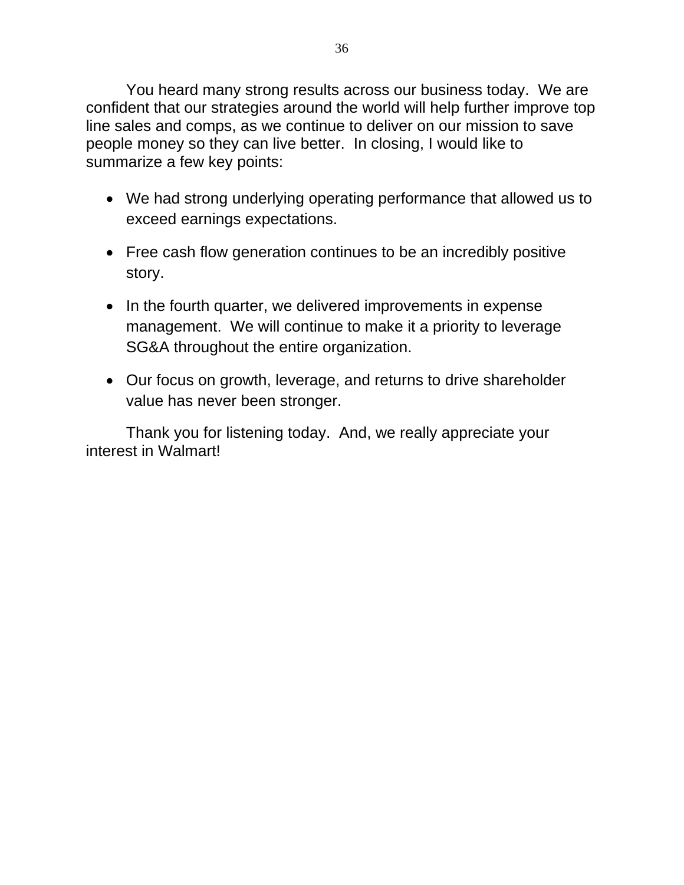You heard many strong results across our business today. We are confident that our strategies around the world will help further improve top line sales and comps, as we continue to deliver on our mission to save people money so they can live better. In closing, I would like to summarize a few key points:

- We had strong underlying operating performance that allowed us to exceed earnings expectations.
- Free cash flow generation continues to be an incredibly positive story.
- In the fourth quarter, we delivered improvements in expense management. We will continue to make it a priority to leverage SG&A throughout the entire organization.
- Our focus on growth, leverage, and returns to drive shareholder value has never been stronger.

Thank you for listening today. And, we really appreciate your interest in Walmart!